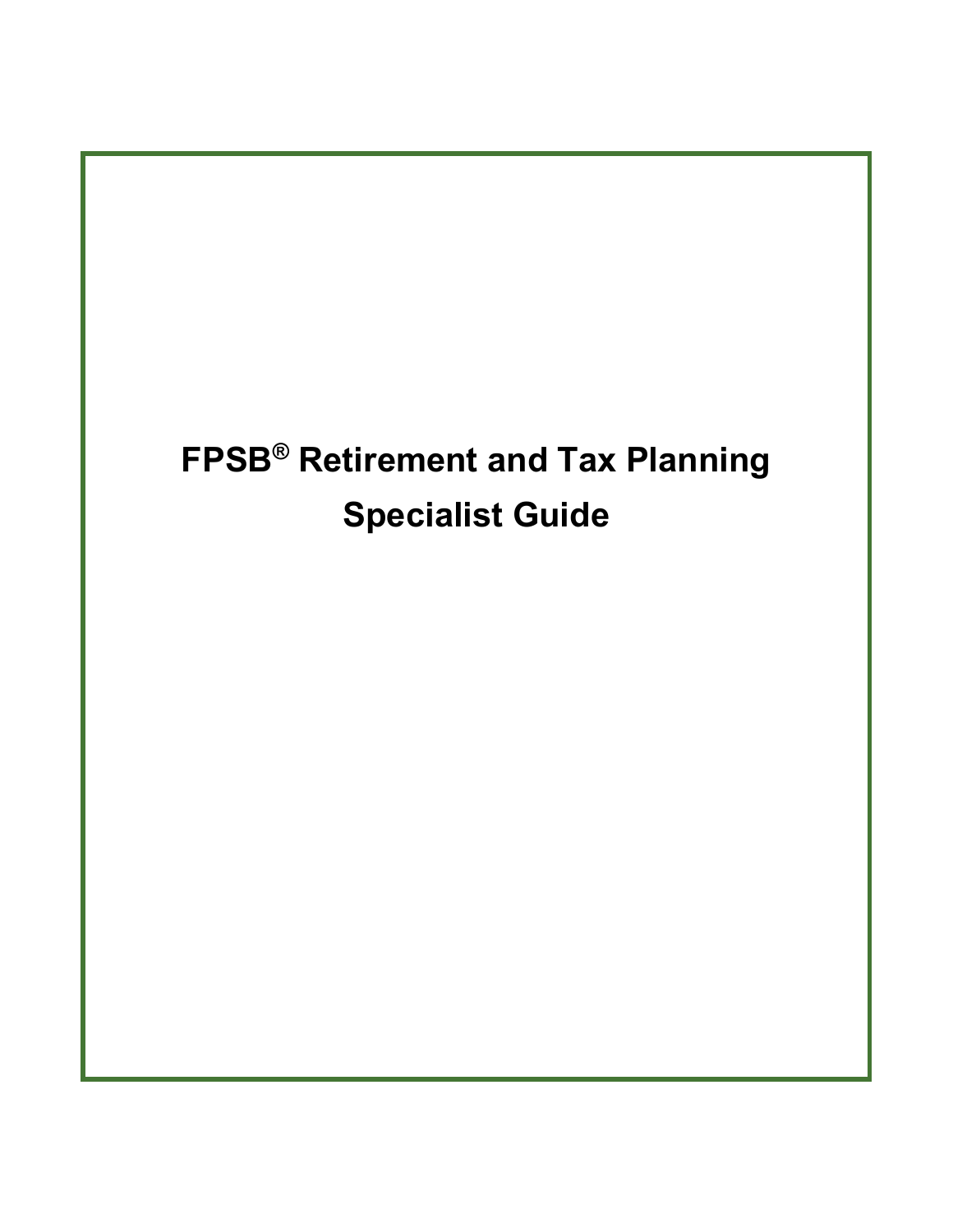# FPSB® Retirement and Tax Planning Specialist Guide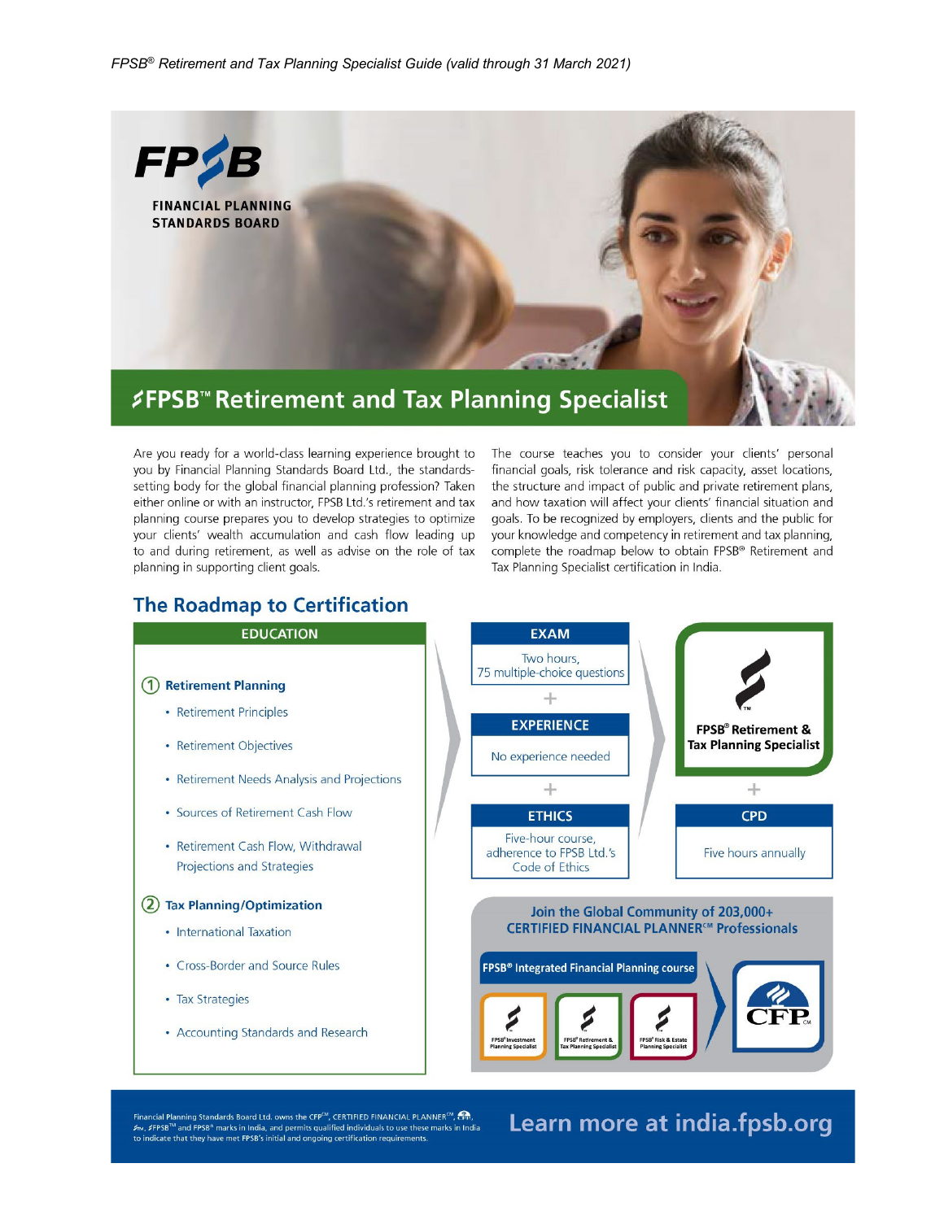FINANCIAL PLANNING STANDARDS BOARD

# FPSB™ Retirement and Tax Planning Specialist

Are you ready for a world-class learning experience brought to you by Financial Planning Standards Board Ltd., the standards-setting body for the global financial planning profession? Taken either online or with an instructor, FPSB Ltd.'s retirement and tax planning course prepares you to develop strategies to optimize your clients' wealth accumulation and cash flow leading up to and during retirement, as well as advise on the role of tax planning in supporting client goals.

The course teaches you to consider your clients' personal financial goals, risk tolerance and risk capacity, asset locations, the structure and impact of public and private retirement plans, and how taxation will affect your clients' financial situation and goals. To be recognized by employers, clients and the public for your knowledge and competency in retirement and tax planning, complete the roadmap below to obtain FPSB® Retirement and Tax Planning Specialist certification in India.

## The Roadmap to Certification

### EDUCATION

**1. Retirement Planning**

- Retirement Principles
- Retirement Objectives
- Retirement Needs Analysis and Projections
- Sources of Retirement Cash Flow
- Retirement Cash Flow, Withdrawal Projections and Strategies

**2. Tax Planning/Optimization**

- International Taxation
- Cross-Border and Source Rules
- Tax Strategies
- Accounting Standards and Research

### EXAM

Two hours, 75 multiple-choice questions

+

### EXPERIENCE

No experience needed

+

### ETHICS

Five-hour course, adherence to FPSB Ltd.'s Code of Ethics

**FPSB® Retirement & Tax Planning Specialist**

+

### CPD

Five hours annually

**Join the Global Community of 203,000+ CERTIFIED FINANCIAL PLANNER℠ Professionals**

FPSB® Integrated Financial Planning course

FPSB® Investment Planning Specialist | FPSB® Retirement & Tax Planning Specialist | FPSB® Risk & Estate Planning Specialist → CFP℠

Financial Planning Standards Board Ltd. owns the CFP℠, CERTIFIED FINANCIAL PLANNER℠, FPSB™ and FPSB® marks in India, and permits qualified individuals to use these marks in India to indicate that they have met FPSB's initial and ongoing certification requirements.

**Learn more at india.fpsb.org**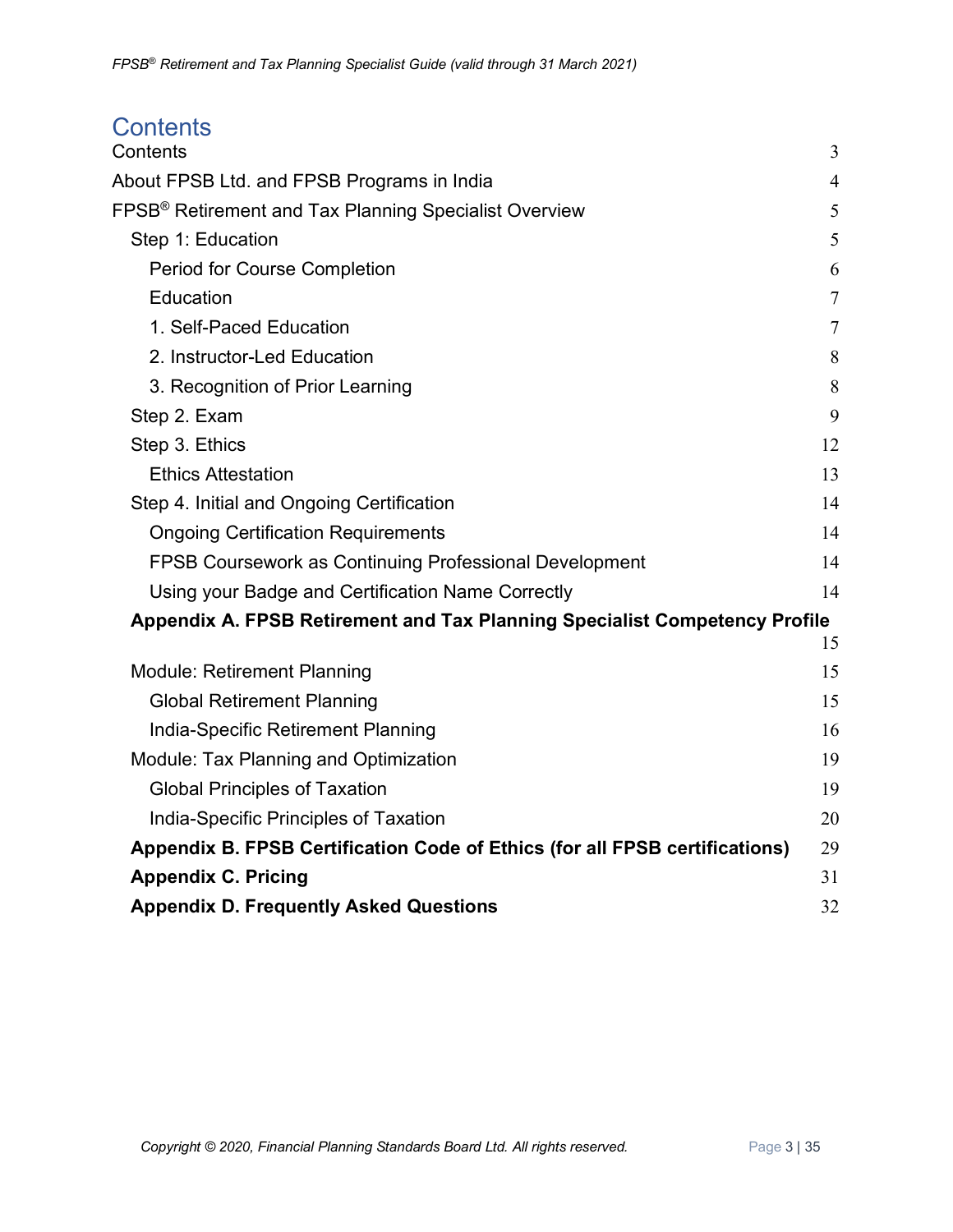# Contents

| | |
|---|---|
| Contents | 3 |
| About FPSB Ltd. and FPSB Programs in India | 4 |
| FPSB® Retirement and Tax Planning Specialist Overview | 5 |
| Step 1: Education | 5 |
| Period for Course Completion | 6 |
| Education | 7 |
| 1. Self-Paced Education | 7 |
| 2. Instructor-Led Education | 8 |
| 3. Recognition of Prior Learning | 8 |
| Step 2. Exam | 9 |
| Step 3. Ethics | 12 |
| Ethics Attestation | 13 |
| Step 4. Initial and Ongoing Certification | 14 |
| Ongoing Certification Requirements | 14 |
| FPSB Coursework as Continuing Professional Development | 14 |
| Using your Badge and Certification Name Correctly | 14 |
| **Appendix A. FPSB Retirement and Tax Planning Specialist Competency Profile** | 15 |
| Module: Retirement Planning | 15 |
| Global Retirement Planning | 15 |
| India-Specific Retirement Planning | 16 |
| Module: Tax Planning and Optimization | 19 |
| Global Principles of Taxation | 19 |
| India-Specific Principles of Taxation | 20 |
| **Appendix B. FPSB Certification Code of Ethics (for all FPSB certifications)** | 29 |
| **Appendix C. Pricing** | 31 |
| **Appendix D. Frequently Asked Questions** | 32 |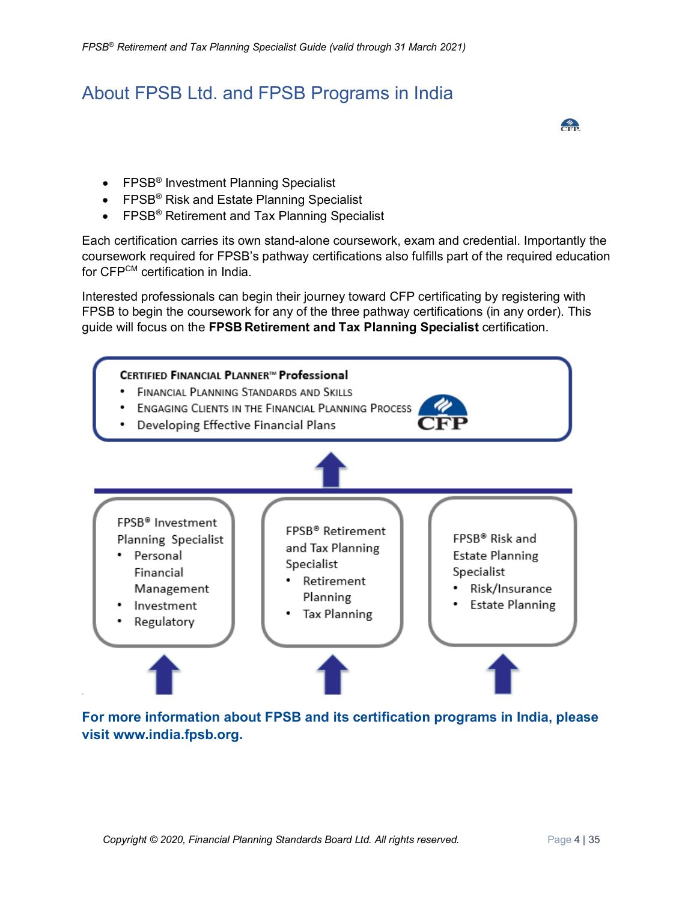## About FPSB Ltd. and FPSB Programs in India

- FPSB® Investment Planning Specialist
- FPSB® Risk and Estate Planning Specialist
- FPSB® Retirement and Tax Planning Specialist

Each certification carries its own stand-alone coursework, exam and credential. Importantly the coursework required for FPSB's pathway certifications also fulfills part of the required education for CFP[CM] certification in India.

Interested professionals can begin their journey toward CFP certificating by registering with FPSB to begin the coursework for any of the three pathway certifications (in any order). This guide will focus on the **FPSB Retirement and Tax Planning Specialist** certification.

**CERTIFIED FINANCIAL PLANNER™ Professional**

- FINANCIAL PLANNING STANDARDS AND SKILLS
- ENGAGING CLIENTS IN THE FINANCIAL PLANNING PROCESS
- Developing Effective Financial Plans

FPSB® Investment Planning Specialist

- Personal Financial Management
- Investment
- Regulatory

FPSB® Retirement and Tax Planning Specialist

- Retirement Planning
- Tax Planning

FPSB® Risk and Estate Planning Specialist

- Risk/Insurance
- Estate Planning

**For more information about FPSB and its certification programs in India, please visit www.india.fpsb.org.**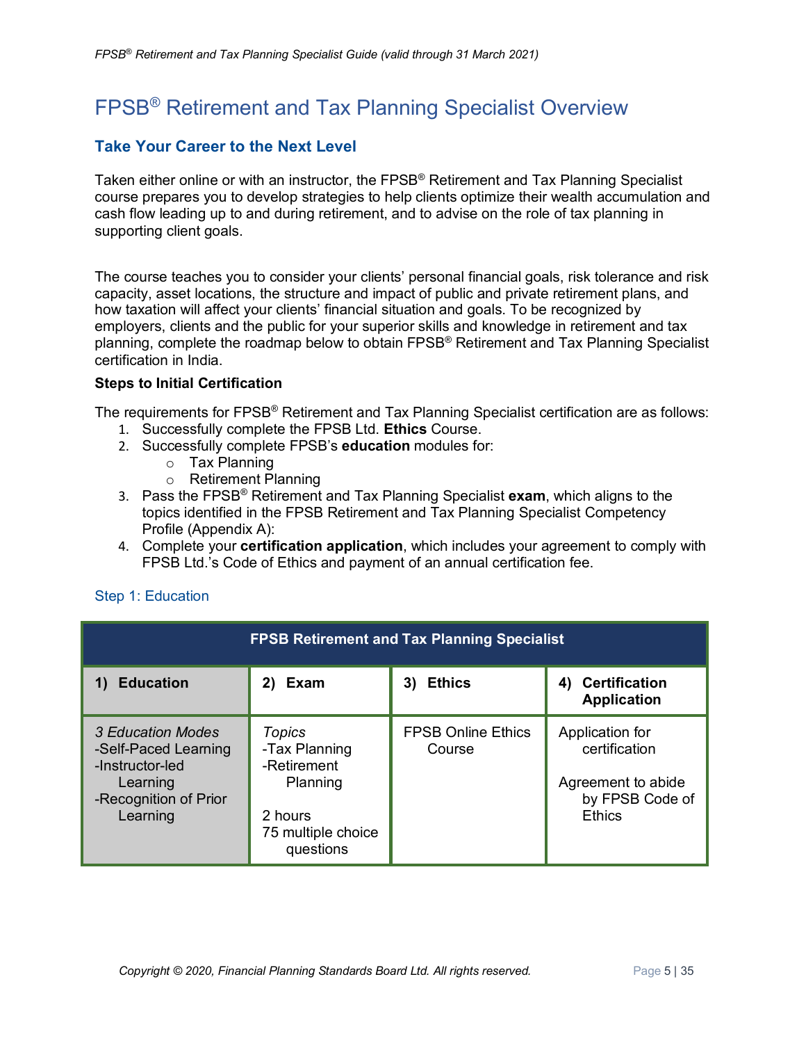# FPSB® Retirement and Tax Planning Specialist Overview

## Take Your Career to the Next Level

Taken either online or with an instructor, the FPSB® Retirement and Tax Planning Specialist course prepares you to develop strategies to help clients optimize their wealth accumulation and cash flow leading up to and during retirement, and to advise on the role of tax planning in supporting client goals.

The course teaches you to consider your clients' personal financial goals, risk tolerance and risk capacity, asset locations, the structure and impact of public and private retirement plans, and how taxation will affect your clients' financial situation and goals. To be recognized by employers, clients and the public for your superior skills and knowledge in retirement and tax planning, complete the roadmap below to obtain FPSB® Retirement and Tax Planning Specialist certification in India.

**Steps to Initial Certification**

The requirements for FPSB® Retirement and Tax Planning Specialist certification are as follows:

1. Successfully complete the FPSB Ltd. **Ethics** Course.
2. Successfully complete FPSB's **education** modules for:
   - Tax Planning
   - Retirement Planning
3. Pass the FPSB® Retirement and Tax Planning Specialist **exam**, which aligns to the topics identified in the FPSB Retirement and Tax Planning Specialist Competency Profile (Appendix A):
4. Complete your **certification application**, which includes your agreement to comply with FPSB Ltd.'s Code of Ethics and payment of an annual certification fee.

### Step 1: Education

| FPSB Retirement and Tax Planning Specialist | | | |
|---|---|---|---|
| **1) Education** | **2) Exam** | **3) Ethics** | **4) Certification Application** |
| *3 Education Modes*<br>-Self-Paced Learning<br>-Instructor-led Learning<br>-Recognition of Prior Learning | *Topics*<br>-Tax Planning<br>-Retirement Planning<br><br>2 hours<br>75 multiple choice questions | FPSB Online Ethics Course | Application for certification<br><br>Agreement to abide by FPSB Code of Ethics |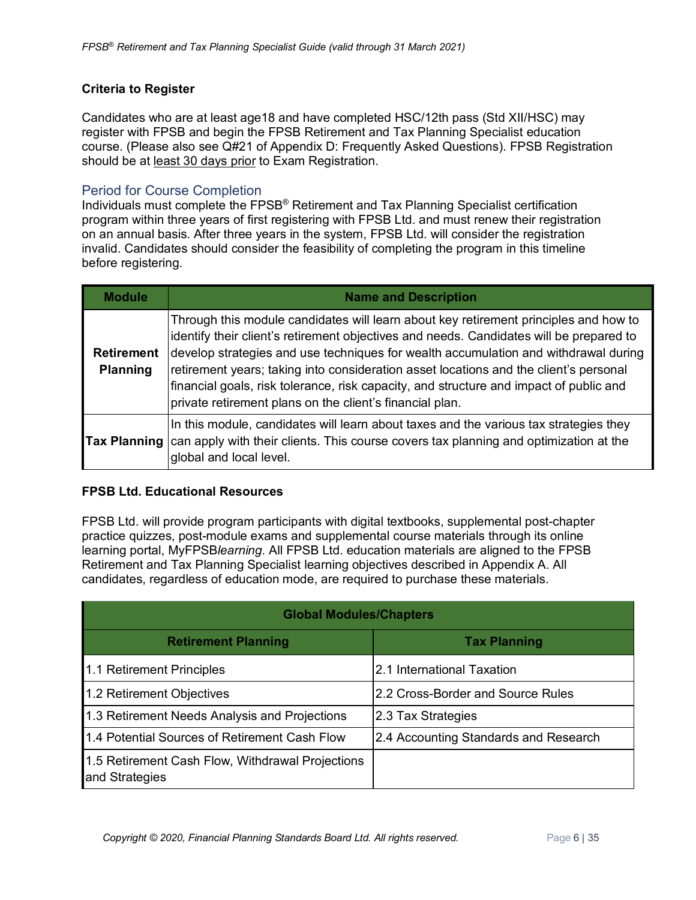**Criteria to Register**

Candidates who are at least age18 and have completed HSC/12th pass (Std XII/HSC) may register with FPSB and begin the FPSB Retirement and Tax Planning Specialist education course. (Please also see Q#21 of Appendix D: Frequently Asked Questions). FPSB Registration should be at least 30 days prior to Exam Registration.

## Period for Course Completion

Individuals must complete the FPSB® Retirement and Tax Planning Specialist certification program within three years of first registering with FPSB Ltd. and must renew their registration on an annual basis. After three years in the system, FPSB Ltd. will consider the registration invalid. Candidates should consider the feasibility of completing the program in this timeline before registering.

| Module | Name and Description |
|---|---|
| **Retirement Planning** | Through this module candidates will learn about key retirement principles and how to identify their client's retirement objectives and needs. Candidates will be prepared to develop strategies and use techniques for wealth accumulation and withdrawal during retirement years; taking into consideration asset locations and the client's personal financial goals, risk tolerance, risk capacity, and structure and impact of public and private retirement plans on the client's financial plan. |
| **Tax Planning** | In this module, candidates will learn about taxes and the various tax strategies they can apply with their clients. This course covers tax planning and optimization at the global and local level. |

**FPSB Ltd. Educational Resources**

FPSB Ltd. will provide program participants with digital textbooks, supplemental post-chapter practice quizzes, post-module exams and supplemental course materials through its online learning portal, MyFPSB*learning*. All FPSB Ltd. education materials are aligned to the FPSB Retirement and Tax Planning Specialist learning objectives described in Appendix A. All candidates, regardless of education mode, are required to purchase these materials.

| Global Modules/Chapters | |
|---|---|
| **Retirement Planning** | **Tax Planning** |
| 1.1 Retirement Principles | 2.1 International Taxation |
| 1.2 Retirement Objectives | 2.2 Cross-Border and Source Rules |
| 1.3 Retirement Needs Analysis and Projections | 2.3 Tax Strategies |
| 1.4 Potential Sources of Retirement Cash Flow | 2.4 Accounting Standards and Research |
| 1.5 Retirement Cash Flow, Withdrawal Projections and Strategies | |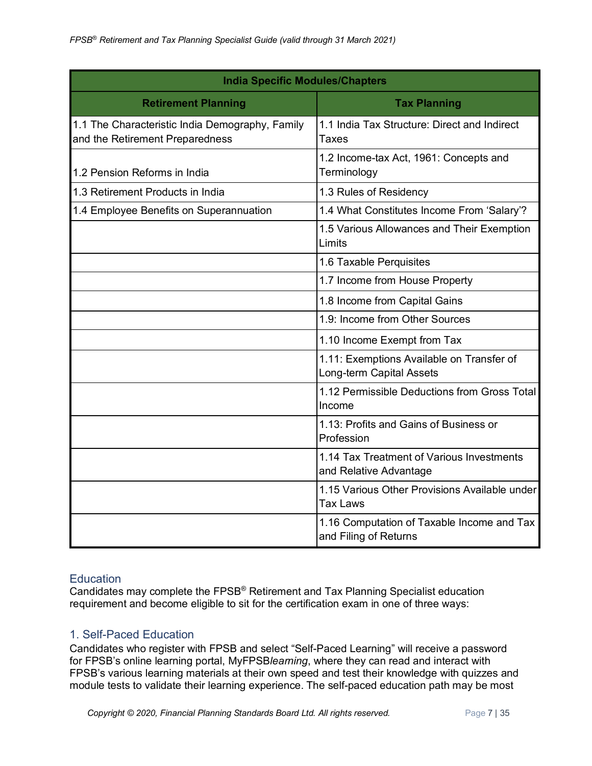| India Specific Modules/Chapters | |
|---|---|
| **Retirement Planning** | **Tax Planning** |
| 1.1 The Characteristic India Demography, Family and the Retirement Preparedness | 1.1 India Tax Structure: Direct and Indirect Taxes |
| 1.2 Pension Reforms in India | 1.2 Income-tax Act, 1961: Concepts and Terminology |
| 1.3 Retirement Products in India | 1.3 Rules of Residency |
| 1.4 Employee Benefits on Superannuation | 1.4 What Constitutes Income From 'Salary'? |
| | 1.5 Various Allowances and Their Exemption Limits |
| | 1.6 Taxable Perquisites |
| | 1.7 Income from House Property |
| | 1.8 Income from Capital Gains |
| | 1.9: Income from Other Sources |
| | 1.10 Income Exempt from Tax |
| | 1.11: Exemptions Available on Transfer of Long-term Capital Assets |
| | 1.12 Permissible Deductions from Gross Total Income |
| | 1.13: Profits and Gains of Business or Profession |
| | 1.14 Tax Treatment of Various Investments and Relative Advantage |
| | 1.15 Various Other Provisions Available under Tax Laws |
| | 1.16 Computation of Taxable Income and Tax and Filing of Returns |

## Education

Candidates may complete the FPSB® Retirement and Tax Planning Specialist education requirement and become eligible to sit for the certification exam in one of three ways:

### 1. Self-Paced Education

Candidates who register with FPSB and select "Self-Paced Learning" will receive a password for FPSB's online learning portal, MyFPSB*learning*, where they can read and interact with FPSB's various learning materials at their own speed and test their knowledge with quizzes and module tests to validate their learning experience. The self-paced education path may be most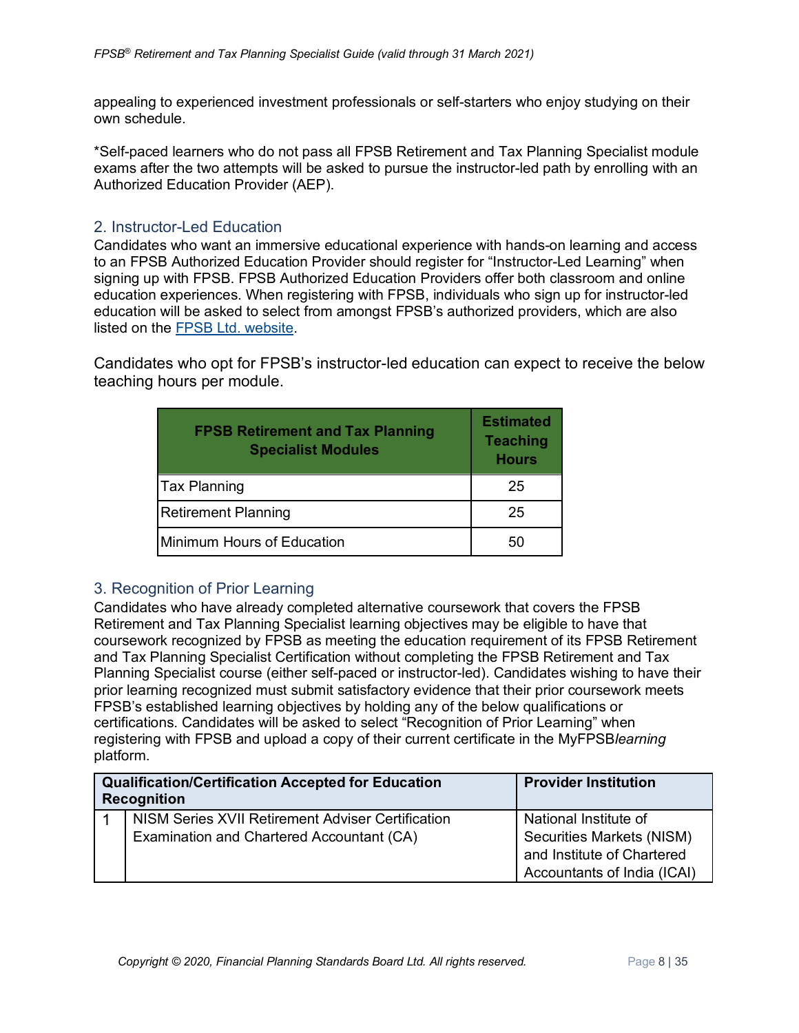appealing to experienced investment professionals or self-starters who enjoy studying on their own schedule.

*Self-paced learners who do not pass all FPSB Retirement and Tax Planning Specialist module exams after the two attempts will be asked to pursue the instructor-led path by enrolling with an Authorized Education Provider (AEP).

## 2. Instructor-Led Education

Candidates who want an immersive educational experience with hands-on learning and access to an FPSB Authorized Education Provider should register for "Instructor-Led Learning" when signing up with FPSB. FPSB Authorized Education Providers offer both classroom and online education experiences. When registering with FPSB, individuals who sign up for instructor-led education will be asked to select from amongst FPSB's authorized providers, which are also listed on the FPSB Ltd. website.

Candidates who opt for FPSB's instructor-led education can expect to receive the below teaching hours per module.

| FPSB Retirement and Tax Planning Specialist Modules | Estimated Teaching Hours |
|---|---|
| Tax Planning | 25 |
| Retirement Planning | 25 |
| Minimum Hours of Education | 50 |

## 3. Recognition of Prior Learning

Candidates who have already completed alternative coursework that covers the FPSB Retirement and Tax Planning Specialist learning objectives may be eligible to have that coursework recognized by FPSB as meeting the education requirement of its FPSB Retirement and Tax Planning Specialist Certification without completing the FPSB Retirement and Tax Planning Specialist course (either self-paced or instructor-led). Candidates wishing to have their prior learning recognized must submit satisfactory evidence that their prior coursework meets FPSB's established learning objectives by holding any of the below qualifications or certifications. Candidates will be asked to select "Recognition of Prior Learning" when registering with FPSB and upload a copy of their current certificate in the MyFPSB*learning* platform.

| | Qualification/Certification Accepted for Education Recognition | Provider Institution |
|---|---|---|
| 1 | NISM Series XVII Retirement Adviser Certification Examination and Chartered Accountant (CA) | National Institute of Securities Markets (NISM) and Institute of Chartered Accountants of India (ICAI) |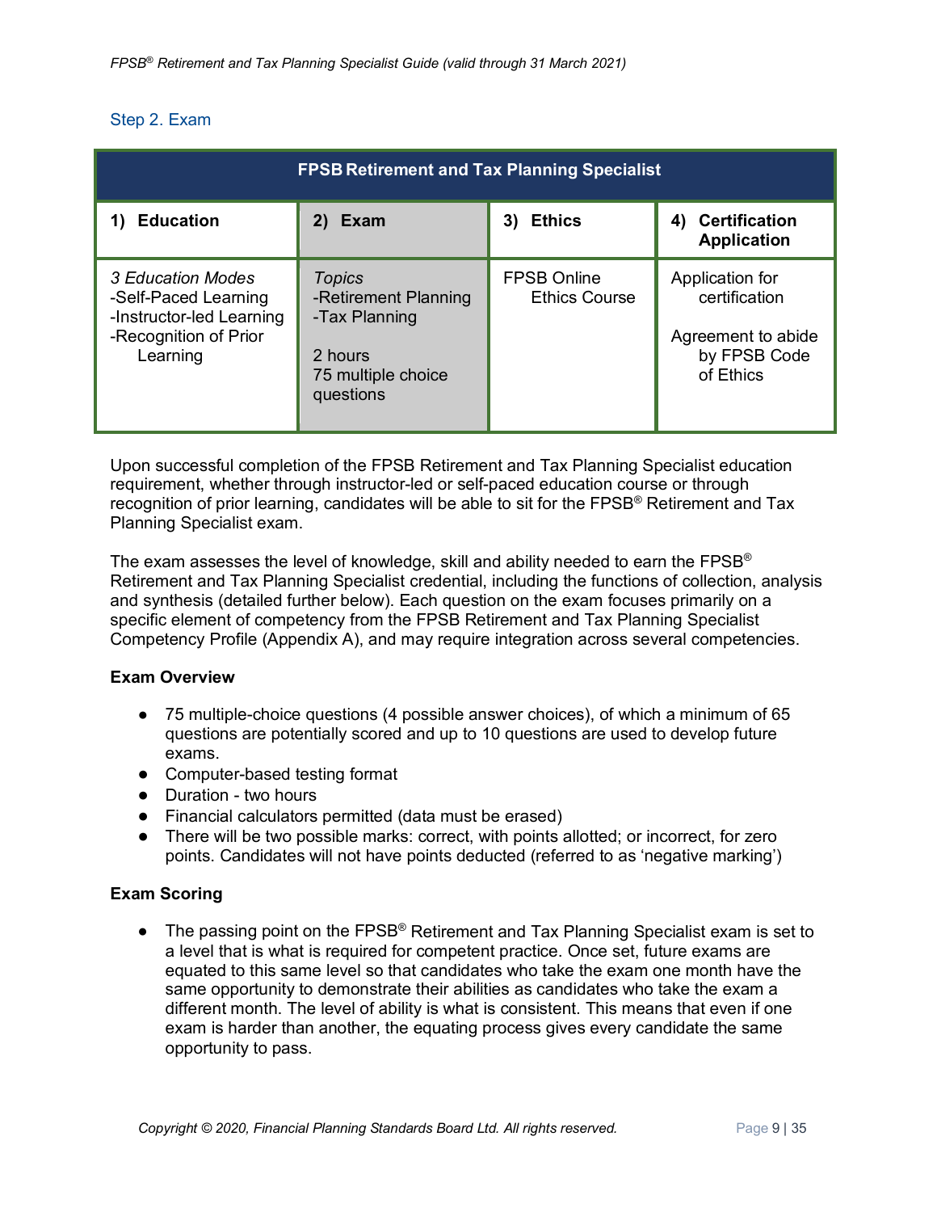## Step 2. Exam

| FPSB Retirement and Tax Planning Specialist | | | |
|---|---|---|---|
| **1) Education** | **2) Exam** | **3) Ethics** | **4) Certification Application** |
| *3 Education Modes*<br>-Self-Paced Learning<br>-Instructor-led Learning<br>-Recognition of Prior Learning | *Topics*<br>-Retirement Planning<br>-Tax Planning<br><br>2 hours<br>75 multiple choice questions | FPSB Online Ethics Course | Application for certification<br><br>Agreement to abide by FPSB Code of Ethics |

Upon successful completion of the FPSB Retirement and Tax Planning Specialist education requirement, whether through instructor-led or self-paced education course or through recognition of prior learning, candidates will be able to sit for the FPSB® Retirement and Tax Planning Specialist exam.

The exam assesses the level of knowledge, skill and ability needed to earn the FPSB® Retirement and Tax Planning Specialist credential, including the functions of collection, analysis and synthesis (detailed further below). Each question on the exam focuses primarily on a specific element of competency from the FPSB Retirement and Tax Planning Specialist Competency Profile (Appendix A), and may require integration across several competencies.

**Exam Overview**

- 75 multiple-choice questions (4 possible answer choices), of which a minimum of 65 questions are potentially scored and up to 10 questions are used to develop future exams.
- Computer-based testing format
- Duration - two hours
- Financial calculators permitted (data must be erased)
- There will be two possible marks: correct, with points allotted; or incorrect, for zero points. Candidates will not have points deducted (referred to as 'negative marking')

**Exam Scoring**

- The passing point on the FPSB® Retirement and Tax Planning Specialist exam is set to a level that is what is required for competent practice. Once set, future exams are equated to this same level so that candidates who take the exam one month have the same opportunity to demonstrate their abilities as candidates who take the exam a different month. The level of ability is what is consistent. This means that even if one exam is harder than another, the equating process gives every candidate the same opportunity to pass.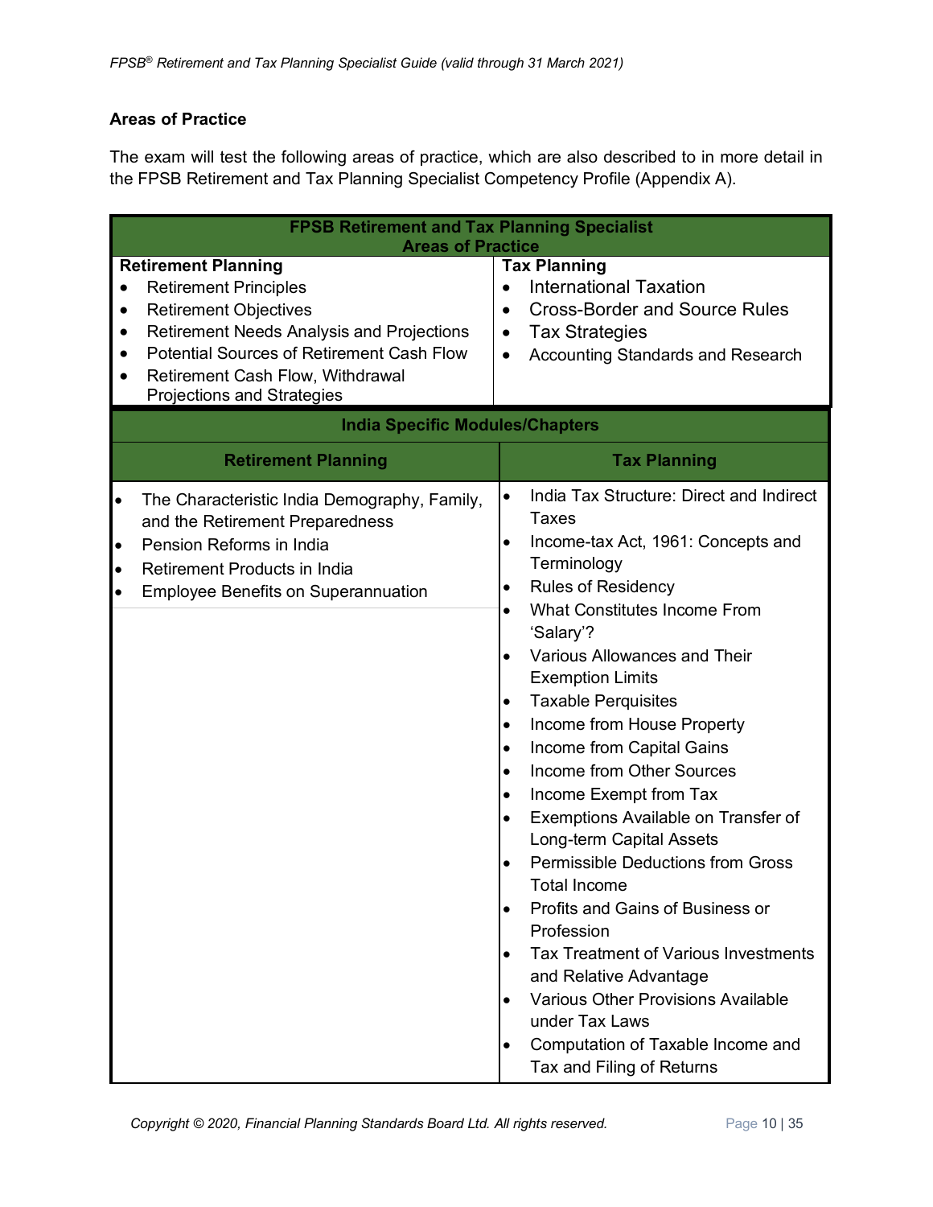## Areas of Practice

The exam will test the following areas of practice, which are also described to in more detail in the FPSB Retirement and Tax Planning Specialist Competency Profile (Appendix A).

| FPSB Retirement and Tax Planning Specialist Areas of Practice | |
|---|---|
| **Retirement Planning**<br>• Retirement Principles<br>• Retirement Objectives<br>• Retirement Needs Analysis and Projections<br>• Potential Sources of Retirement Cash Flow<br>• Retirement Cash Flow, Withdrawal Projections and Strategies | **Tax Planning**<br>• International Taxation<br>• Cross-Border and Source Rules<br>• Tax Strategies<br>• Accounting Standards and Research |
| **India Specific Modules/Chapters** | |
| **Retirement Planning** | **Tax Planning** |
| • The Characteristic India Demography, Family, and the Retirement Preparedness<br>• Pension Reforms in India<br>• Retirement Products in India<br>• Employee Benefits on Superannuation | • India Tax Structure: Direct and Indirect Taxes<br>• Income-tax Act, 1961: Concepts and Terminology<br>• Rules of Residency<br>• What Constitutes Income From 'Salary'?<br>• Various Allowances and Their Exemption Limits<br>• Taxable Perquisites<br>• Income from House Property<br>• Income from Capital Gains<br>• Income from Other Sources<br>• Income Exempt from Tax<br>• Exemptions Available on Transfer of Long-term Capital Assets<br>• Permissible Deductions from Gross Total Income<br>• Profits and Gains of Business or Profession<br>• Tax Treatment of Various Investments and Relative Advantage<br>• Various Other Provisions Available under Tax Laws<br>• Computation of Taxable Income and Tax and Filing of Returns |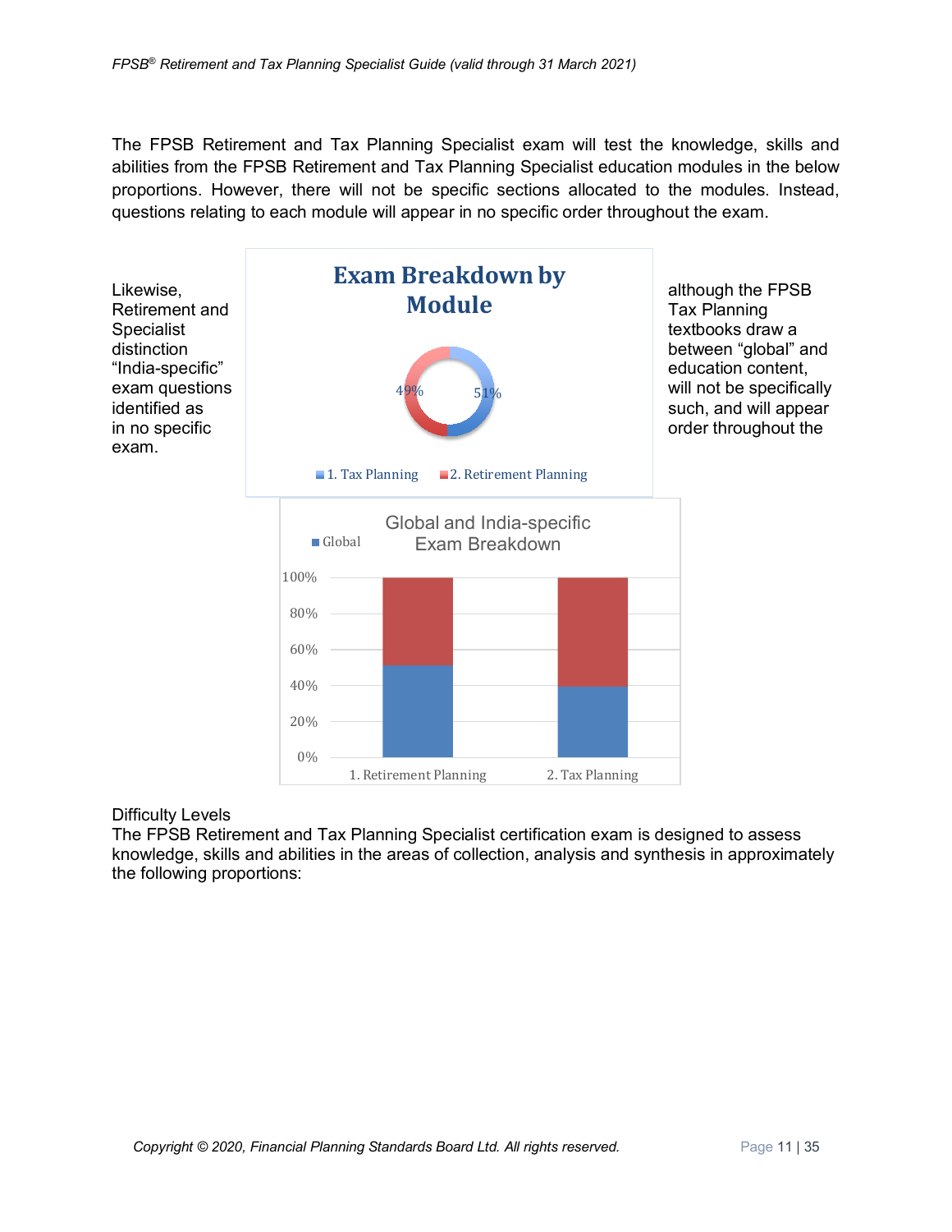The FPSB Retirement and Tax Planning Specialist exam will test the knowledge, skills and abilities from the FPSB Retirement and Tax Planning Specialist education modules in the below proportions. However, there will not be specific sections allocated to the modules. Instead, questions relating to each module will appear in no specific order throughout the exam.

Likewise, although the FPSB Retirement and Tax Planning Specialist textbooks draw a distinction between "global" and "India-specific" education content, exam questions will not be specifically identified as such, and will appear in no specific order throughout the exam.

**Exam Breakdown by Module**

- 1. Tax Planning: 51%
- 2. Retirement Planning: 49%

**Global and India-specific Exam Breakdown**

Legend: Global

| | 1. Retirement Planning | 2. Tax Planning |
|---|---|---|
| Global (blue) | ~51% | ~40% |
| Remainder (red) | ~49% | ~60% |

Difficulty Levels

The FPSB Retirement and Tax Planning Specialist certification exam is designed to assess knowledge, skills and abilities in the areas of collection, analysis and synthesis in approximately the following proportions: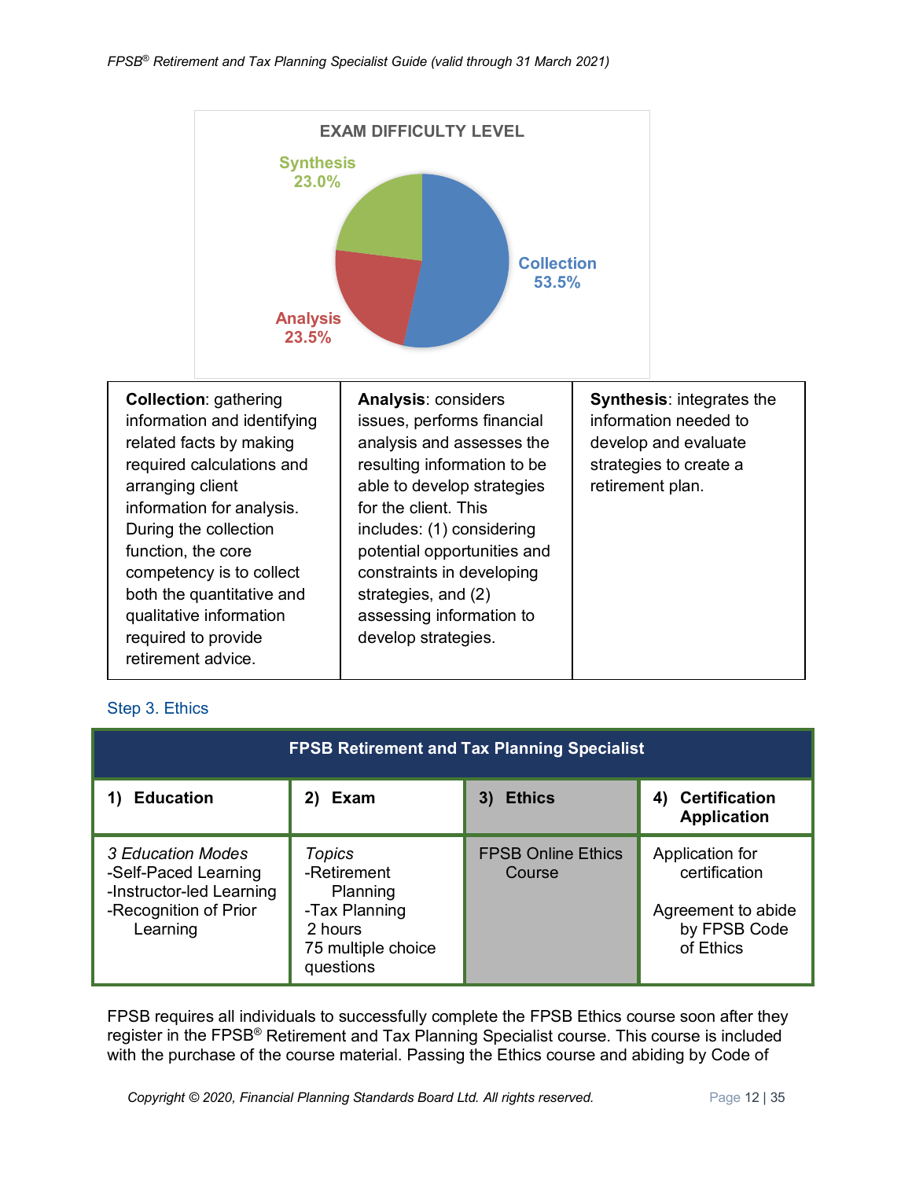**EXAM DIFFICULTY LEVEL**

- Synthesis 23.0%
- Collection 53.5%
- Analysis 23.5%

| **Collection**: gathering information and identifying related facts by making required calculations and arranging client information for analysis. During the collection function, the core competency is to collect both the quantitative and qualitative information required to provide retirement advice. | **Analysis**: considers issues, performs financial analysis and assesses the resulting information to be able to develop strategies for the client. This includes: (1) considering potential opportunities and constraints in developing strategies, and (2) assessing information to develop strategies. | **Synthesis**: integrates the information needed to develop and evaluate strategies to create a retirement plan. |
|---|---|---|

## Step 3. Ethics

| **FPSB Retirement and Tax Planning Specialist** | | | |
|---|---|---|---|
| **1) Education** | **2) Exam** | **3) Ethics** | **4) Certification Application** |
| *3 Education Modes*<br>-Self-Paced Learning<br>-Instructor-led Learning<br>-Recognition of Prior Learning | *Topics*<br>-Retirement Planning<br>-Tax Planning<br>2 hours<br>75 multiple choice questions | FPSB Online Ethics Course | Application for certification<br><br>Agreement to abide by FPSB Code of Ethics |

FPSB requires all individuals to successfully complete the FPSB Ethics course soon after they register in the FPSB® Retirement and Tax Planning Specialist course. This course is included with the purchase of the course material. Passing the Ethics course and abiding by Code of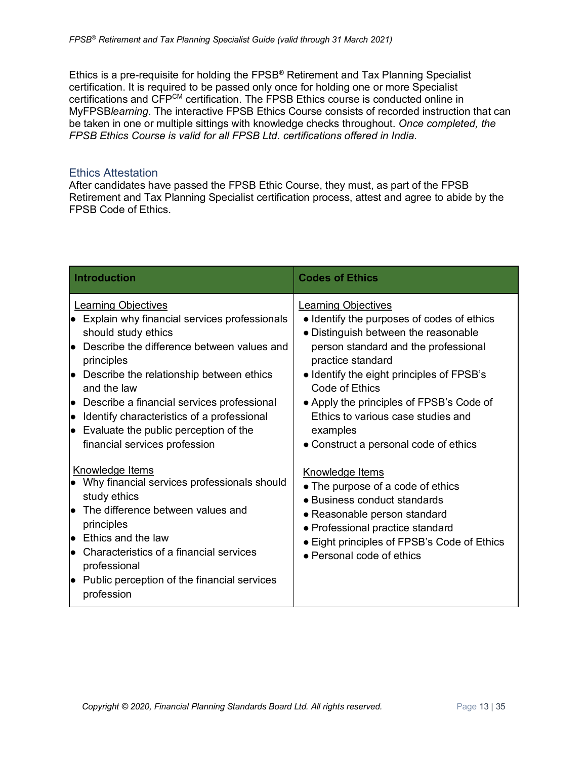Ethics is a pre-requisite for holding the FPSB® Retirement and Tax Planning Specialist certification. It is required to be passed only once for holding one or more Specialist certifications and CFP^CM certification. The FPSB Ethics course is conducted online in MyFPSB*learning*. The interactive FPSB Ethics Course consists of recorded instruction that can be taken in one or multiple sittings with knowledge checks throughout. *Once completed, the FPSB Ethics Course is valid for all FPSB Ltd. certifications offered in India.*

## Ethics Attestation

After candidates have passed the FPSB Ethic Course, they must, as part of the FPSB Retirement and Tax Planning Specialist certification process, attest and agree to abide by the FPSB Code of Ethics.

| **Introduction** | **Codes of Ethics** |
|---|---|
| <u>Learning Objectives</u><br>• Explain why financial services professionals should study ethics<br>• Describe the difference between values and principles<br>• Describe the relationship between ethics and the law<br>• Describe a financial services professional<br>• Identify characteristics of a professional<br>• Evaluate the public perception of the financial services profession<br><br><u>Knowledge Items</u><br>• Why financial services professionals should study ethics<br>• The difference between values and principles<br>• Ethics and the law<br>• Characteristics of a financial services professional<br>• Public perception of the financial services profession | <u>Learning Objectives</u><br>• Identify the purposes of codes of ethics<br>• Distinguish between the reasonable person standard and the professional practice standard<br>• Identify the eight principles of FPSB's Code of Ethics<br>• Apply the principles of FPSB's Code of Ethics to various case studies and examples<br>• Construct a personal code of ethics<br><br><u>Knowledge Items</u><br>• The purpose of a code of ethics<br>• Business conduct standards<br>• Reasonable person standard<br>• Professional practice standard<br>• Eight principles of FPSB's Code of Ethics<br>• Personal code of ethics |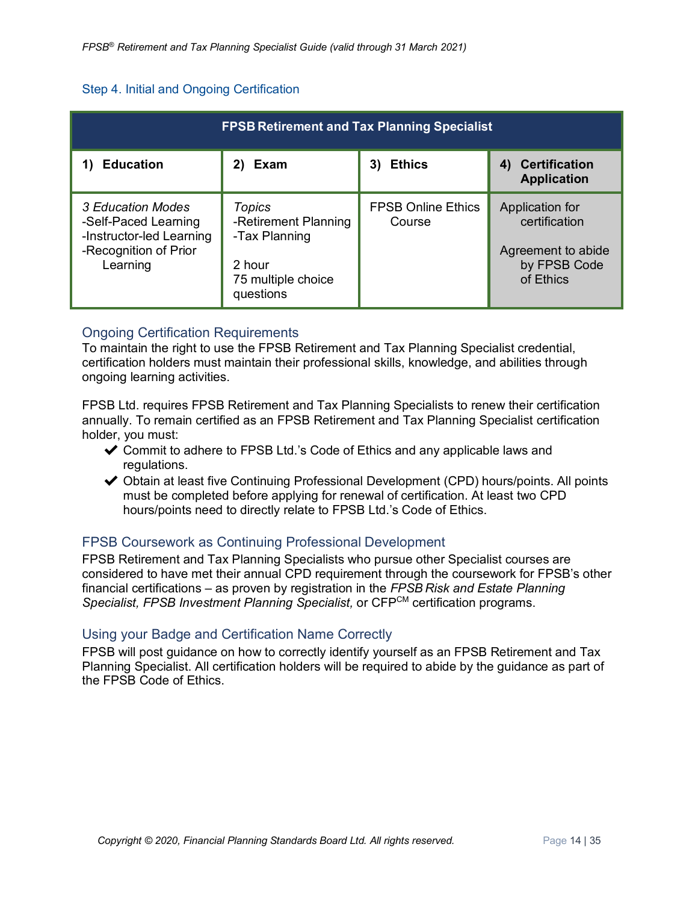## Step 4. Initial and Ongoing Certification

| FPSB Retirement and Tax Planning Specialist | | | |
|---|---|---|---|
| **1) Education** | **2) Exam** | **3) Ethics** | **4) Certification Application** |
| *3 Education Modes*<br>-Self-Paced Learning<br>-Instructor-led Learning<br>-Recognition of Prior Learning | *Topics*<br>-Retirement Planning<br>-Tax Planning<br><br>2 hour<br>75 multiple choice questions | FPSB Online Ethics Course | Application for certification<br><br>Agreement to abide by FPSB Code of Ethics |

### Ongoing Certification Requirements

To maintain the right to use the FPSB Retirement and Tax Planning Specialist credential, certification holders must maintain their professional skills, knowledge, and abilities through ongoing learning activities.

FPSB Ltd. requires FPSB Retirement and Tax Planning Specialists to renew their certification annually. To remain certified as an FPSB Retirement and Tax Planning Specialist certification holder, you must:

- ✔ Commit to adhere to FPSB Ltd.'s Code of Ethics and any applicable laws and regulations.
- ✔ Obtain at least five Continuing Professional Development (CPD) hours/points. All points must be completed before applying for renewal of certification. At least two CPD hours/points need to directly relate to FPSB Ltd.'s Code of Ethics.

### FPSB Coursework as Continuing Professional Development

FPSB Retirement and Tax Planning Specialists who pursue other Specialist courses are considered to have met their annual CPD requirement through the coursework for FPSB's other financial certifications – as proven by registration in the *FPSB Risk and Estate Planning Specialist, FPSB Investment Planning Specialist,* or CFP[CM] certification programs.

### Using your Badge and Certification Name Correctly

FPSB will post guidance on how to correctly identify yourself as an FPSB Retirement and Tax Planning Specialist. All certification holders will be required to abide by the guidance as part of the FPSB Code of Ethics.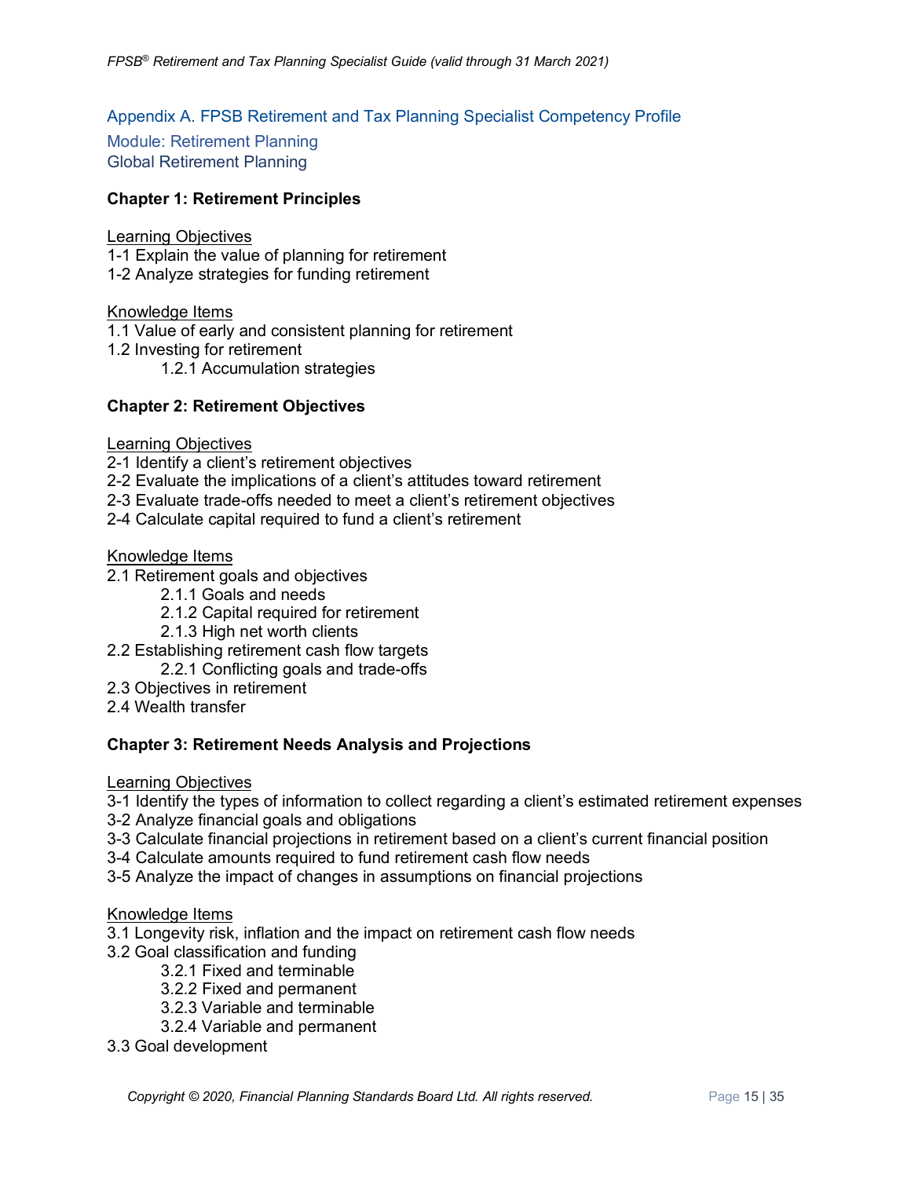## Appendix A. FPSB Retirement and Tax Planning Specialist Competency Profile

### Module: Retirement Planning

### Global Retirement Planning

**Chapter 1: Retirement Principles**

Learning Objectives

1-1 Explain the value of planning for retirement
1-2 Analyze strategies for funding retirement

Knowledge Items

1.1 Value of early and consistent planning for retirement
1.2 Investing for retirement
    1.2.1 Accumulation strategies

**Chapter 2: Retirement Objectives**

Learning Objectives

2-1 Identify a client's retirement objectives
2-2 Evaluate the implications of a client's attitudes toward retirement
2-3 Evaluate trade-offs needed to meet a client's retirement objectives
2-4 Calculate capital required to fund a client's retirement

Knowledge Items

2.1 Retirement goals and objectives
    2.1.1 Goals and needs
    2.1.2 Capital required for retirement
    2.1.3 High net worth clients
2.2 Establishing retirement cash flow targets
    2.2.1 Conflicting goals and trade-offs
2.3 Objectives in retirement
2.4 Wealth transfer

**Chapter 3: Retirement Needs Analysis and Projections**

Learning Objectives

3-1 Identify the types of information to collect regarding a client's estimated retirement expenses
3-2 Analyze financial goals and obligations
3-3 Calculate financial projections in retirement based on a client's current financial position
3-4 Calculate amounts required to fund retirement cash flow needs
3-5 Analyze the impact of changes in assumptions on financial projections

Knowledge Items

3.1 Longevity risk, inflation and the impact on retirement cash flow needs
3.2 Goal classification and funding
    3.2.1 Fixed and terminable
    3.2.2 Fixed and permanent
    3.2.3 Variable and terminable
    3.2.4 Variable and permanent
3.3 Goal development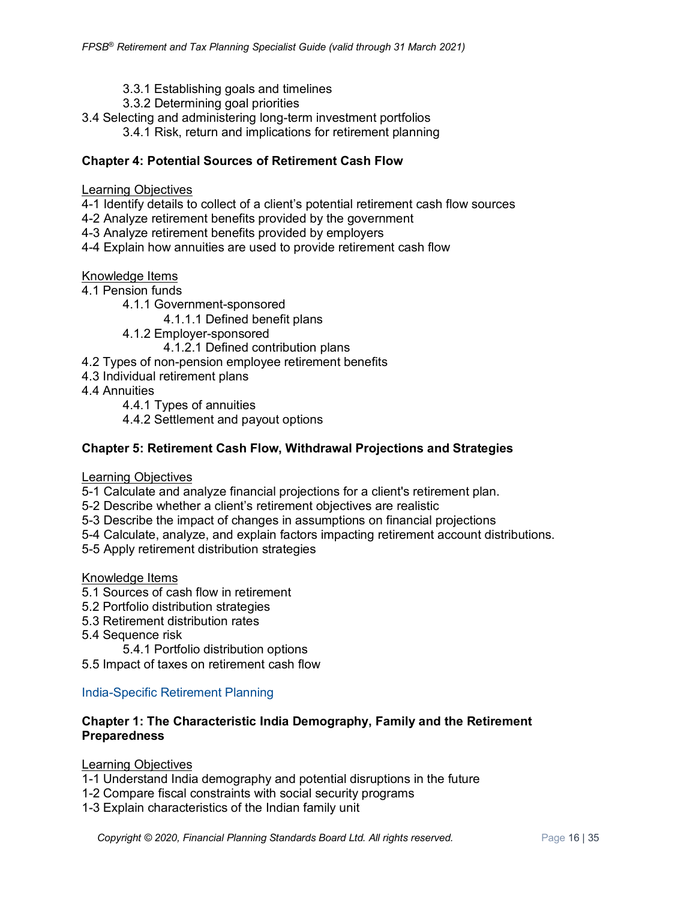- 3.3.1 Establishing goals and timelines
- 3.3.2 Determining goal priorities

3.4 Selecting and administering long-term investment portfolios

- 3.4.1 Risk, return and implications for retirement planning

**Chapter 4: Potential Sources of Retirement Cash Flow**

Learning Objectives

4-1 Identify details to collect of a client's potential retirement cash flow sources
4-2 Analyze retirement benefits provided by the government
4-3 Analyze retirement benefits provided by employers
4-4 Explain how annuities are used to provide retirement cash flow

Knowledge Items

4.1 Pension funds

- 4.1.1 Government-sponsored
  - 4.1.1.1 Defined benefit plans
- 4.1.2 Employer-sponsored
  - 4.1.2.1 Defined contribution plans

4.2 Types of non-pension employee retirement benefits
4.3 Individual retirement plans
4.4 Annuities

- 4.4.1 Types of annuities
- 4.4.2 Settlement and payout options

**Chapter 5: Retirement Cash Flow, Withdrawal Projections and Strategies**

Learning Objectives

5-1 Calculate and analyze financial projections for a client's retirement plan.
5-2 Describe whether a client's retirement objectives are realistic
5-3 Describe the impact of changes in assumptions on financial projections
5-4 Calculate, analyze, and explain factors impacting retirement account distributions.
5-5 Apply retirement distribution strategies

Knowledge Items

5.1 Sources of cash flow in retirement
5.2 Portfolio distribution strategies
5.3 Retirement distribution rates
5.4 Sequence risk

- 5.4.1 Portfolio distribution options

5.5 Impact of taxes on retirement cash flow

## India-Specific Retirement Planning

**Chapter 1: The Characteristic India Demography, Family and the Retirement Preparedness**

Learning Objectives

1-1 Understand India demography and potential disruptions in the future
1-2 Compare fiscal constraints with social security programs
1-3 Explain characteristics of the Indian family unit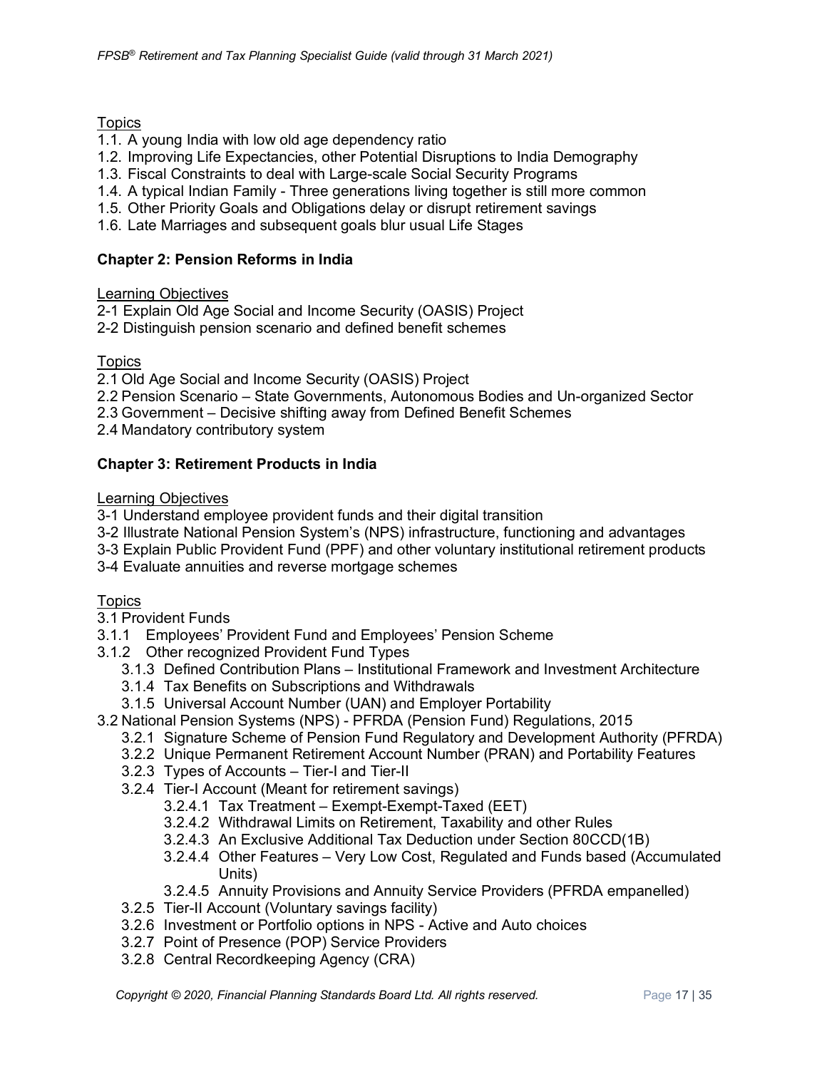Topics

1.1. A young India with low old age dependency ratio
1.2. Improving Life Expectancies, other Potential Disruptions to India Demography
1.3. Fiscal Constraints to deal with Large-scale Social Security Programs
1.4. A typical Indian Family - Three generations living together is still more common
1.5. Other Priority Goals and Obligations delay or disrupt retirement savings
1.6. Late Marriages and subsequent goals blur usual Life Stages

**Chapter 2: Pension Reforms in India**

Learning Objectives

2-1 Explain Old Age Social and Income Security (OASIS) Project
2-2 Distinguish pension scenario and defined benefit schemes

Topics

2.1 Old Age Social and Income Security (OASIS) Project
2.2 Pension Scenario – State Governments, Autonomous Bodies and Un-organized Sector
2.3 Government – Decisive shifting away from Defined Benefit Schemes
2.4 Mandatory contributory system

**Chapter 3: Retirement Products in India**

Learning Objectives

3-1 Understand employee provident funds and their digital transition
3-2 Illustrate National Pension System's (NPS) infrastructure, functioning and advantages
3-3 Explain Public Provident Fund (PPF) and other voluntary institutional retirement products
3-4 Evaluate annuities and reverse mortgage schemes

Topics

3.1 Provident Funds
3.1.1 Employees' Provident Fund and Employees' Pension Scheme
3.1.2 Other recognized Provident Fund Types
- 3.1.3 Defined Contribution Plans – Institutional Framework and Investment Architecture
- 3.1.4 Tax Benefits on Subscriptions and Withdrawals
- 3.1.5 Universal Account Number (UAN) and Employer Portability

3.2 National Pension Systems (NPS) - PFRDA (Pension Fund) Regulations, 2015
- 3.2.1 Signature Scheme of Pension Fund Regulatory and Development Authority (PFRDA)
- 3.2.2 Unique Permanent Retirement Account Number (PRAN) and Portability Features
- 3.2.3 Types of Accounts – Tier-I and Tier-II
- 3.2.4 Tier-I Account (Meant for retirement savings)
  - 3.2.4.1 Tax Treatment – Exempt-Exempt-Taxed (EET)
  - 3.2.4.2 Withdrawal Limits on Retirement, Taxability and other Rules
  - 3.2.4.3 An Exclusive Additional Tax Deduction under Section 80CCD(1B)
  - 3.2.4.4 Other Features – Very Low Cost, Regulated and Funds based (Accumulated Units)
  - 3.2.4.5 Annuity Provisions and Annuity Service Providers (PFRDA empanelled)
- 3.2.5 Tier-II Account (Voluntary savings facility)
- 3.2.6 Investment or Portfolio options in NPS - Active and Auto choices
- 3.2.7 Point of Presence (POP) Service Providers
- 3.2.8 Central Recordkeeping Agency (CRA)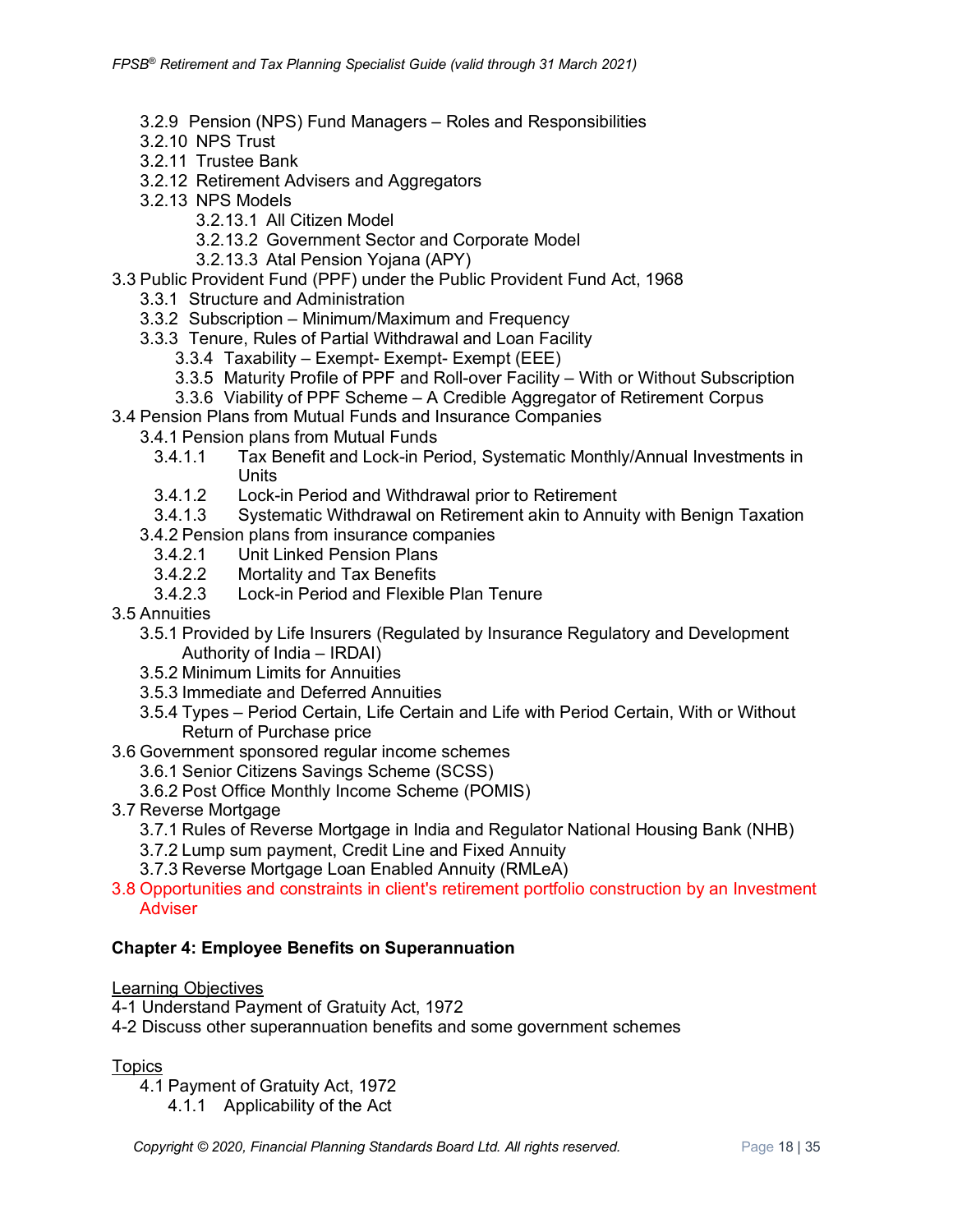- 3.2.9 Pension (NPS) Fund Managers – Roles and Responsibilities
- 3.2.10 NPS Trust
- 3.2.11 Trustee Bank
- 3.2.12 Retirement Advisers and Aggregators
- 3.2.13 NPS Models
  - 3.2.13.1 All Citizen Model
  - 3.2.13.2 Government Sector and Corporate Model
  - 3.2.13.3 Atal Pension Yojana (APY)

3.3 Public Provident Fund (PPF) under the Public Provident Fund Act, 1968
- 3.3.1 Structure and Administration
- 3.3.2 Subscription – Minimum/Maximum and Frequency
- 3.3.3 Tenure, Rules of Partial Withdrawal and Loan Facility
- 3.3.4 Taxability – Exempt- Exempt- Exempt (EEE)
- 3.3.5 Maturity Profile of PPF and Roll-over Facility – With or Without Subscription
- 3.3.6 Viability of PPF Scheme – A Credible Aggregator of Retirement Corpus

3.4 Pension Plans from Mutual Funds and Insurance Companies
- 3.4.1 Pension plans from Mutual Funds
  - 3.4.1.1 Tax Benefit and Lock-in Period, Systematic Monthly/Annual Investments in Units
  - 3.4.1.2 Lock-in Period and Withdrawal prior to Retirement
  - 3.4.1.3 Systematic Withdrawal on Retirement akin to Annuity with Benign Taxation
- 3.4.2 Pension plans from insurance companies
  - 3.4.2.1 Unit Linked Pension Plans
  - 3.4.2.2 Mortality and Tax Benefits
  - 3.4.2.3 Lock-in Period and Flexible Plan Tenure

3.5 Annuities
- 3.5.1 Provided by Life Insurers (Regulated by Insurance Regulatory and Development Authority of India – IRDAI)
- 3.5.2 Minimum Limits for Annuities
- 3.5.3 Immediate and Deferred Annuities
- 3.5.4 Types – Period Certain, Life Certain and Life with Period Certain, With or Without Return of Purchase price

3.6 Government sponsored regular income schemes
- 3.6.1 Senior Citizens Savings Scheme (SCSS)
- 3.6.2 Post Office Monthly Income Scheme (POMIS)

3.7 Reverse Mortgage
- 3.7.1 Rules of Reverse Mortgage in India and Regulator National Housing Bank (NHB)
- 3.7.2 Lump sum payment, Credit Line and Fixed Annuity
- 3.7.3 Reverse Mortgage Loan Enabled Annuity (RMLeA)

3.8 Opportunities and constraints in client's retirement portfolio construction by an Investment Adviser

**Chapter 4: Employee Benefits on Superannuation**

Learning Objectives

4-1 Understand Payment of Gratuity Act, 1972

4-2 Discuss other superannuation benefits and some government schemes

Topics

- 4.1 Payment of Gratuity Act, 1972
  - 4.1.1 Applicability of the Act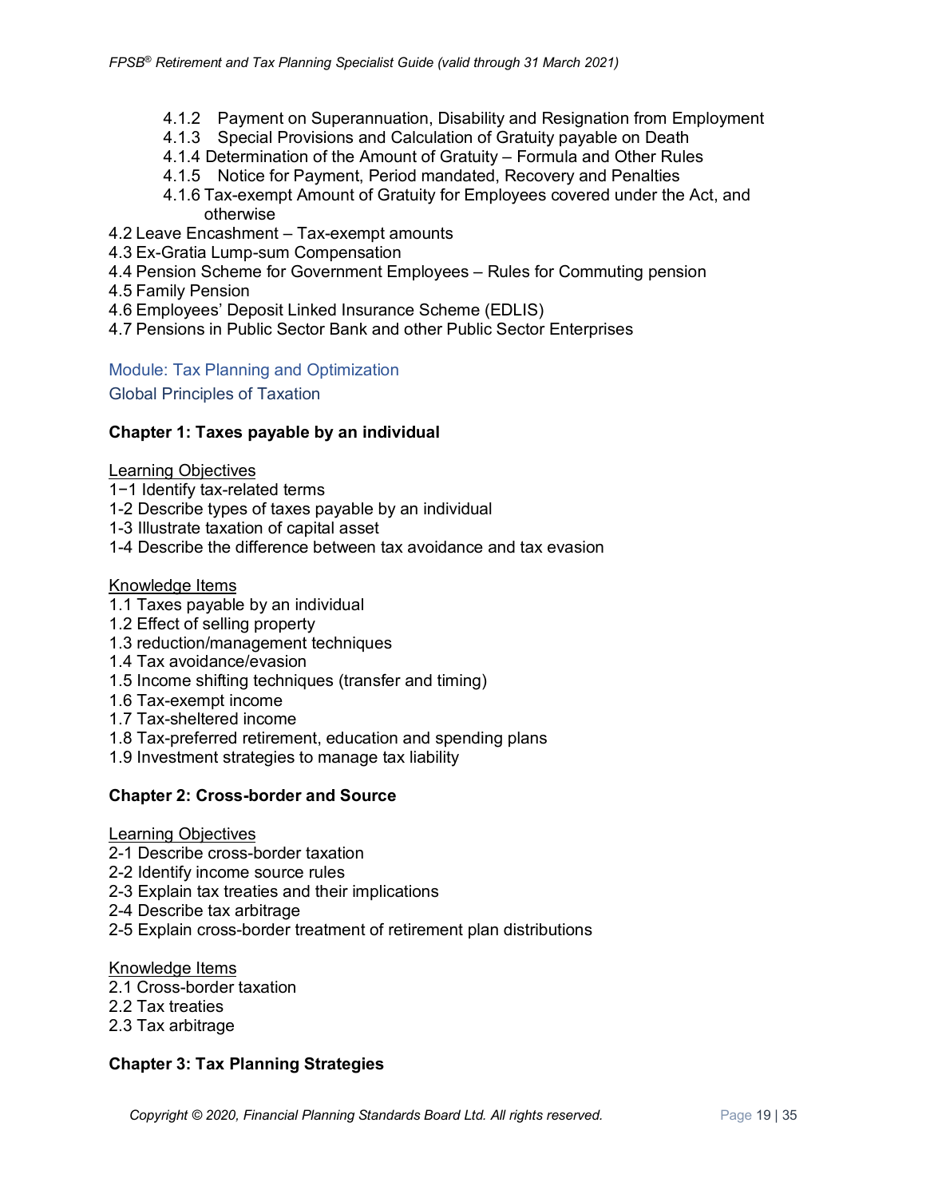- 4.1.2 Payment on Superannuation, Disability and Resignation from Employment
- 4.1.3 Special Provisions and Calculation of Gratuity payable on Death
- 4.1.4 Determination of the Amount of Gratuity – Formula and Other Rules
- 4.1.5 Notice for Payment, Period mandated, Recovery and Penalties
- 4.1.6 Tax-exempt Amount of Gratuity for Employees covered under the Act, and otherwise

4.2 Leave Encashment – Tax-exempt amounts
4.3 Ex-Gratia Lump-sum Compensation
4.4 Pension Scheme for Government Employees – Rules for Commuting pension
4.5 Family Pension
4.6 Employees' Deposit Linked Insurance Scheme (EDLIS)
4.7 Pensions in Public Sector Bank and other Public Sector Enterprises

## Module: Tax Planning and Optimization

## Global Principles of Taxation

### Chapter 1: Taxes payable by an individual

Learning Objectives

1−1 Identify tax-related terms
1-2 Describe types of taxes payable by an individual
1-3 Illustrate taxation of capital asset
1-4 Describe the difference between tax avoidance and tax evasion

Knowledge Items

1.1 Taxes payable by an individual
1.2 Effect of selling property
1.3 reduction/management techniques
1.4 Tax avoidance/evasion
1.5 Income shifting techniques (transfer and timing)
1.6 Tax-exempt income
1.7 Tax-sheltered income
1.8 Tax-preferred retirement, education and spending plans
1.9 Investment strategies to manage tax liability

### Chapter 2: Cross-border and Source

Learning Objectives

2-1 Describe cross-border taxation
2-2 Identify income source rules
2-3 Explain tax treaties and their implications
2-4 Describe tax arbitrage
2-5 Explain cross-border treatment of retirement plan distributions

Knowledge Items

2.1 Cross-border taxation
2.2 Tax treaties
2.3 Tax arbitrage

### Chapter 3: Tax Planning Strategies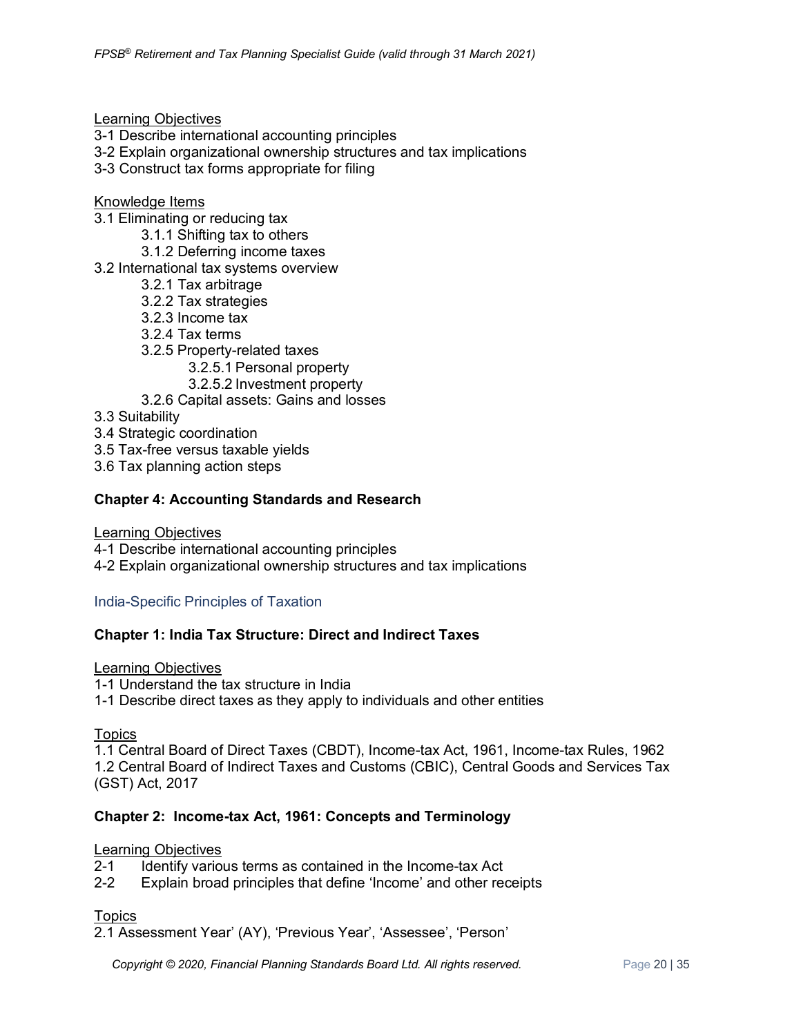Learning Objectives

3-1 Describe international accounting principles
3-2 Explain organizational ownership structures and tax implications
3-3 Construct tax forms appropriate for filing

Knowledge Items

- 3.1 Eliminating or reducing tax
  - 3.1.1 Shifting tax to others
  - 3.1.2 Deferring income taxes
- 3.2 International tax systems overview
  - 3.2.1 Tax arbitrage
  - 3.2.2 Tax strategies
  - 3.2.3 Income tax
  - 3.2.4 Tax terms
  - 3.2.5 Property-related taxes
    - 3.2.5.1 Personal property
    - 3.2.5.2 Investment property
  - 3.2.6 Capital assets: Gains and losses
- 3.3 Suitability
- 3.4 Strategic coordination
- 3.5 Tax-free versus taxable yields
- 3.6 Tax planning action steps

**Chapter 4: Accounting Standards and Research**

Learning Objectives

4-1 Describe international accounting principles
4-2 Explain organizational ownership structures and tax implications

## India-Specific Principles of Taxation

**Chapter 1: India Tax Structure: Direct and Indirect Taxes**

Learning Objectives

1-1 Understand the tax structure in India
1-1 Describe direct taxes as they apply to individuals and other entities

Topics

1.1 Central Board of Direct Taxes (CBDT), Income-tax Act, 1961, Income-tax Rules, 1962
1.2 Central Board of Indirect Taxes and Customs (CBIC), Central Goods and Services Tax (GST) Act, 2017

**Chapter 2: Income-tax Act, 1961: Concepts and Terminology**

Learning Objectives

2-1 Identify various terms as contained in the Income-tax Act
2-2 Explain broad principles that define 'Income' and other receipts

Topics

2.1 Assessment Year' (AY), 'Previous Year', 'Assessee', 'Person'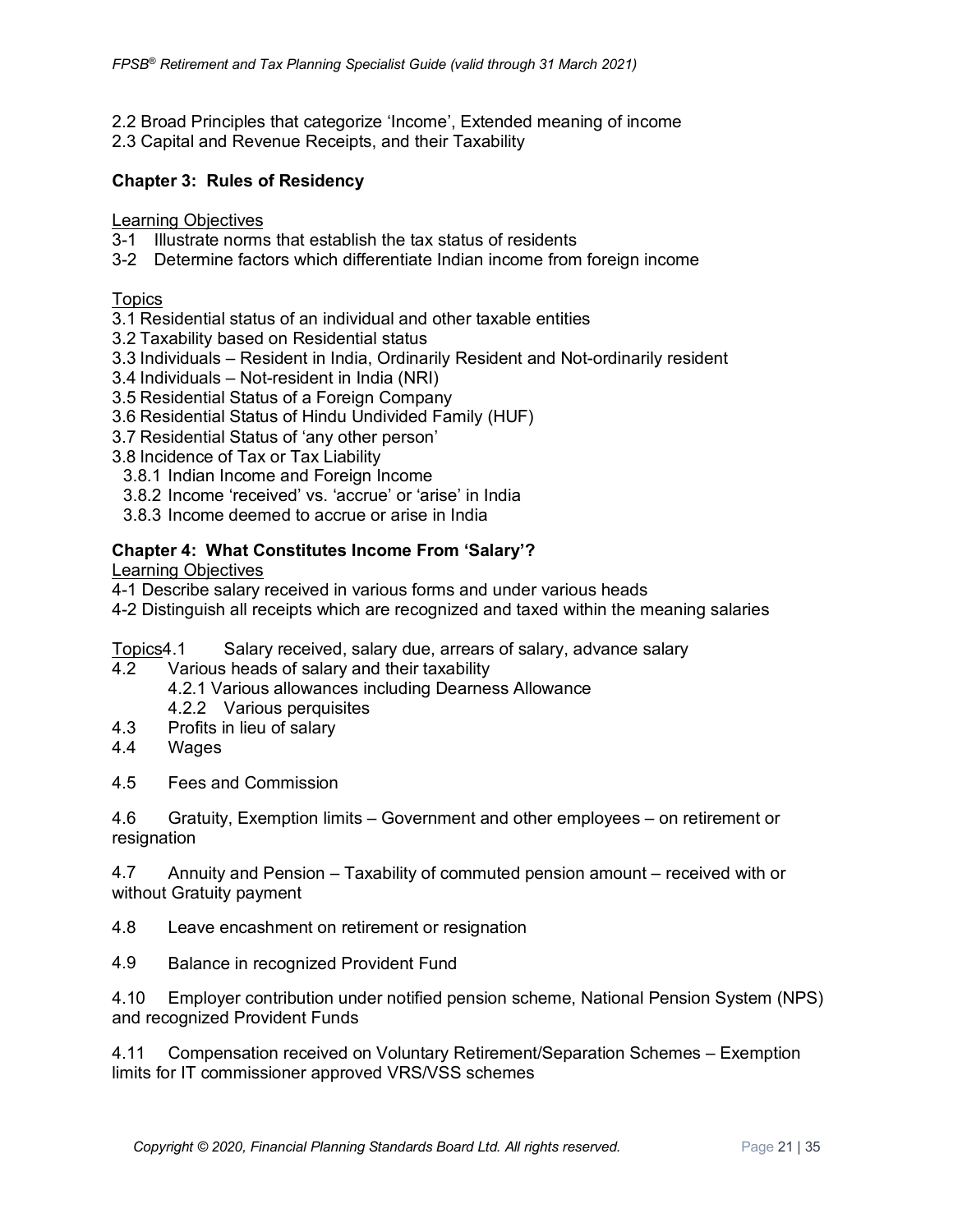2.2 Broad Principles that categorize 'Income', Extended meaning of income
2.3 Capital and Revenue Receipts, and their Taxability

**Chapter 3: Rules of Residency**

Learning Objectives
3-1 Illustrate norms that establish the tax status of residents
3-2 Determine factors which differentiate Indian income from foreign income

Topics
3.1 Residential status of an individual and other taxable entities
3.2 Taxability based on Residential status
3.3 Individuals – Resident in India, Ordinarily Resident and Not-ordinarily resident
3.4 Individuals – Not-resident in India (NRI)
3.5 Residential Status of a Foreign Company
3.6 Residential Status of Hindu Undivided Family (HUF)
3.7 Residential Status of 'any other person'
3.8 Incidence of Tax or Tax Liability
  3.8.1 Indian Income and Foreign Income
  3.8.2 Income 'received' vs. 'accrue' or 'arise' in India
  3.8.3 Income deemed to accrue or arise in India

**Chapter 4: What Constitutes Income From 'Salary'?**

Learning Objectives
4-1 Describe salary received in various forms and under various heads
4-2 Distinguish all receipts which are recognized and taxed within the meaning salaries

Topics
4.1 Salary received, salary due, arrears of salary, advance salary
4.2 Various heads of salary and their taxability
  4.2.1 Various allowances including Dearness Allowance
  4.2.2 Various perquisites
4.3 Profits in lieu of salary
4.4 Wages
4.5 Fees and Commission
4.6 Gratuity, Exemption limits – Government and other employees – on retirement or resignation
4.7 Annuity and Pension – Taxability of commuted pension amount – received with or without Gratuity payment
4.8 Leave encashment on retirement or resignation
4.9 Balance in recognized Provident Fund
4.10 Employer contribution under notified pension scheme, National Pension System (NPS) and recognized Provident Funds
4.11 Compensation received on Voluntary Retirement/Separation Schemes – Exemption limits for IT commissioner approved VRS/VSS schemes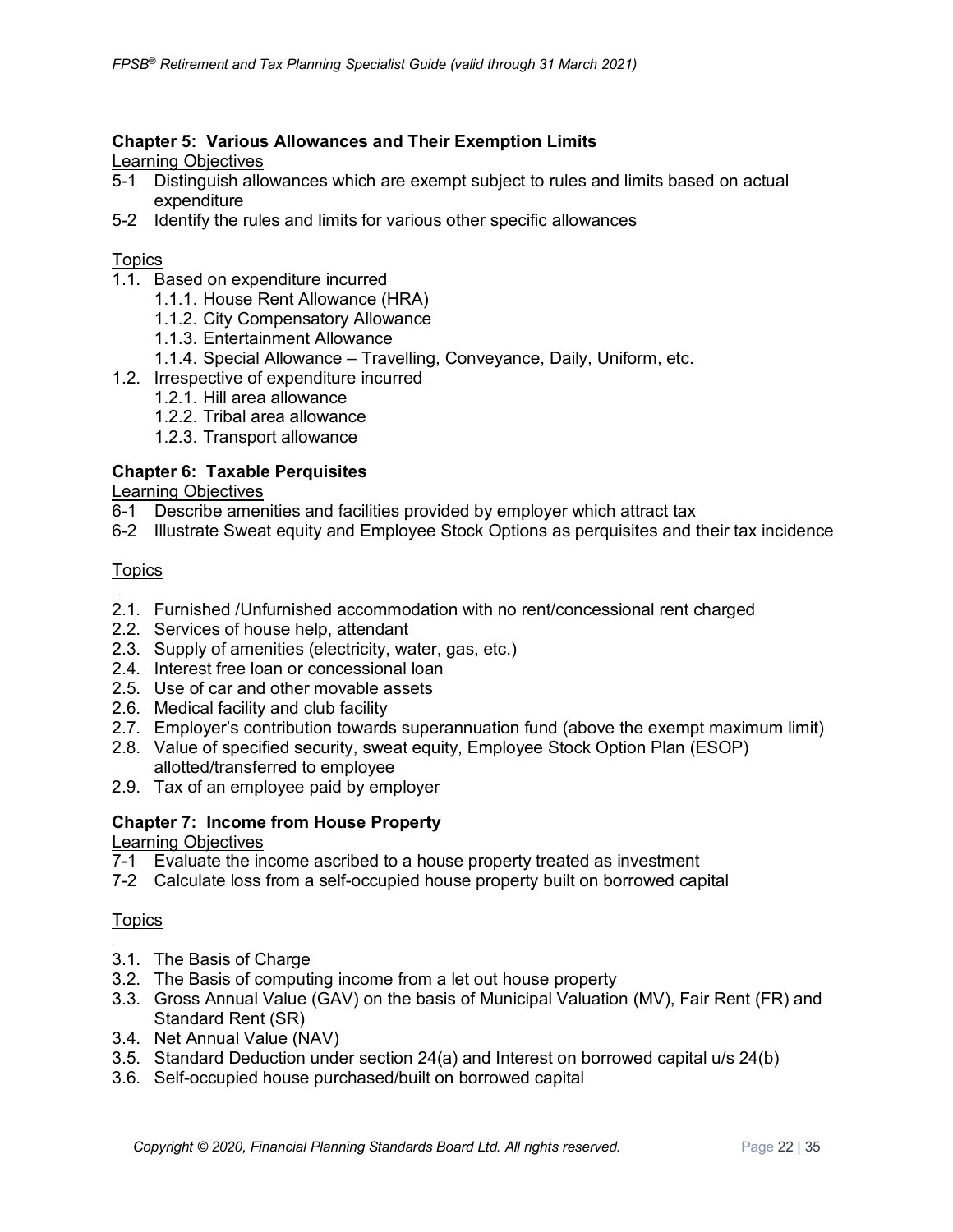**Chapter 5: Various Allowances and Their Exemption Limits**

Learning Objectives

5-1 Distinguish allowances which are exempt subject to rules and limits based on actual expenditure

5-2 Identify the rules and limits for various other specific allowances

Topics

1.1. Based on expenditure incurred
  - 1.1.1. House Rent Allowance (HRA)
  - 1.1.2. City Compensatory Allowance
  - 1.1.3. Entertainment Allowance
  - 1.1.4. Special Allowance – Travelling, Conveyance, Daily, Uniform, etc.

1.2. Irrespective of expenditure incurred
  - 1.2.1. Hill area allowance
  - 1.2.2. Tribal area allowance
  - 1.2.3. Transport allowance

**Chapter 6: Taxable Perquisites**

Learning Objectives

6-1 Describe amenities and facilities provided by employer which attract tax

6-2 Illustrate Sweat equity and Employee Stock Options as perquisites and their tax incidence

Topics

2.1. Furnished /Unfurnished accommodation with no rent/concessional rent charged
2.2. Services of house help, attendant
2.3. Supply of amenities (electricity, water, gas, etc.)
2.4. Interest free loan or concessional loan
2.5. Use of car and other movable assets
2.6. Medical facility and club facility
2.7. Employer's contribution towards superannuation fund (above the exempt maximum limit)
2.8. Value of specified security, sweat equity, Employee Stock Option Plan (ESOP) allotted/transferred to employee
2.9. Tax of an employee paid by employer

**Chapter 7: Income from House Property**

Learning Objectives

7-1 Evaluate the income ascribed to a house property treated as investment

7-2 Calculate loss from a self-occupied house property built on borrowed capital

Topics

3.1. The Basis of Charge
3.2. The Basis of computing income from a let out house property
3.3. Gross Annual Value (GAV) on the basis of Municipal Valuation (MV), Fair Rent (FR) and Standard Rent (SR)
3.4. Net Annual Value (NAV)
3.5. Standard Deduction under section 24(a) and Interest on borrowed capital u/s 24(b)
3.6. Self-occupied house purchased/built on borrowed capital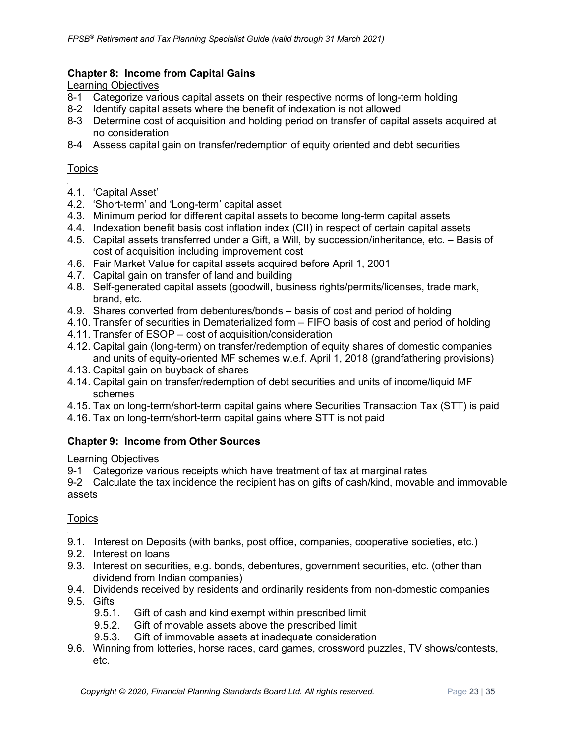### Chapter 8: Income from Capital Gains

Learning Objectives

8-1 Categorize various capital assets on their respective norms of long-term holding
8-2 Identify capital assets where the benefit of indexation is not allowed
8-3 Determine cost of acquisition and holding period on transfer of capital assets acquired at no consideration
8-4 Assess capital gain on transfer/redemption of equity oriented and debt securities

Topics

4.1. 'Capital Asset'
4.2. 'Short-term' and 'Long-term' capital asset
4.3. Minimum period for different capital assets to become long-term capital assets
4.4. Indexation benefit basis cost inflation index (CII) in respect of certain capital assets
4.5. Capital assets transferred under a Gift, a Will, by succession/inheritance, etc. – Basis of cost of acquisition including improvement cost
4.6. Fair Market Value for capital assets acquired before April 1, 2001
4.7. Capital gain on transfer of land and building
4.8. Self-generated capital assets (goodwill, business rights/permits/licenses, trade mark, brand, etc.
4.9. Shares converted from debentures/bonds – basis of cost and period of holding
4.10. Transfer of securities in Dematerialized form – FIFO basis of cost and period of holding
4.11. Transfer of ESOP – cost of acquisition/consideration
4.12. Capital gain (long-term) on transfer/redemption of equity shares of domestic companies and units of equity-oriented MF schemes w.e.f. April 1, 2018 (grandfathering provisions)
4.13. Capital gain on buyback of shares
4.14. Capital gain on transfer/redemption of debt securities and units of income/liquid MF schemes
4.15. Tax on long-term/short-term capital gains where Securities Transaction Tax (STT) is paid
4.16. Tax on long-term/short-term capital gains where STT is not paid

### Chapter 9: Income from Other Sources

Learning Objectives

9-1 Categorize various receipts which have treatment of tax at marginal rates
9-2 Calculate the tax incidence the recipient has on gifts of cash/kind, movable and immovable assets

Topics

9.1. Interest on Deposits (with banks, post office, companies, cooperative societies, etc.)
9.2. Interest on loans
9.3. Interest on securities, e.g. bonds, debentures, government securities, etc. (other than dividend from Indian companies)
9.4. Dividends received by residents and ordinarily residents from non-domestic companies
9.5. Gifts
    9.5.1. Gift of cash and kind exempt within prescribed limit
    9.5.2. Gift of movable assets above the prescribed limit
    9.5.3. Gift of immovable assets at inadequate consideration
9.6. Winning from lotteries, horse races, card games, crossword puzzles, TV shows/contests, etc.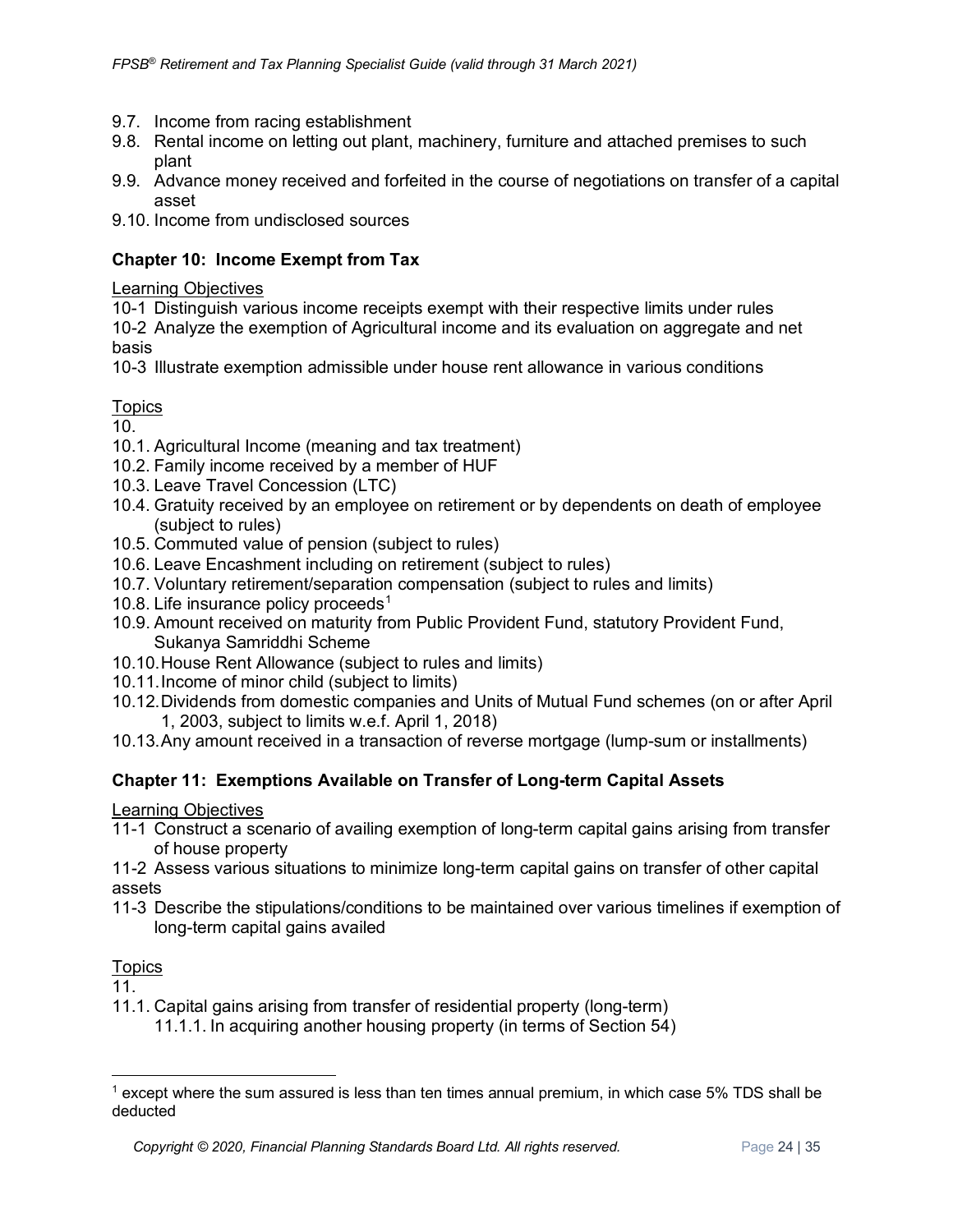9.7. Income from racing establishment
9.8. Rental income on letting out plant, machinery, furniture and attached premises to such plant
9.9. Advance money received and forfeited in the course of negotiations on transfer of a capital asset
9.10. Income from undisclosed sources

### Chapter 10: Income Exempt from Tax

Learning Objectives

10-1 Distinguish various income receipts exempt with their respective limits under rules

10-2 Analyze the exemption of Agricultural income and its evaluation on aggregate and net basis

10-3 Illustrate exemption admissible under house rent allowance in various conditions

Topics

10.

10.1. Agricultural Income (meaning and tax treatment)
10.2. Family income received by a member of HUF
10.3. Leave Travel Concession (LTC)
10.4. Gratuity received by an employee on retirement or by dependents on death of employee (subject to rules)
10.5. Commuted value of pension (subject to rules)
10.6. Leave Encashment including on retirement (subject to rules)
10.7. Voluntary retirement/separation compensation (subject to rules and limits)
10.8. Life insurance policy proceeds[1]
10.9. Amount received on maturity from Public Provident Fund, statutory Provident Fund, Sukanya Samriddhi Scheme
10.10. House Rent Allowance (subject to rules and limits)
10.11. Income of minor child (subject to limits)
10.12. Dividends from domestic companies and Units of Mutual Fund schemes (on or after April 1, 2003, subject to limits w.e.f. April 1, 2018)
10.13. Any amount received in a transaction of reverse mortgage (lump-sum or installments)

### Chapter 11: Exemptions Available on Transfer of Long-term Capital Assets

Learning Objectives

11-1 Construct a scenario of availing exemption of long-term capital gains arising from transfer of house property

11-2 Assess various situations to minimize long-term capital gains on transfer of other capital assets

11-3 Describe the stipulations/conditions to be maintained over various timelines if exemption of long-term capital gains availed

Topics

11.

11.1. Capital gains arising from transfer of residential property (long-term)
    11.1.1. In acquiring another housing property (in terms of Section 54)

---

[1] except where the sum assured is less than ten times annual premium, in which case 5% TDS shall be deducted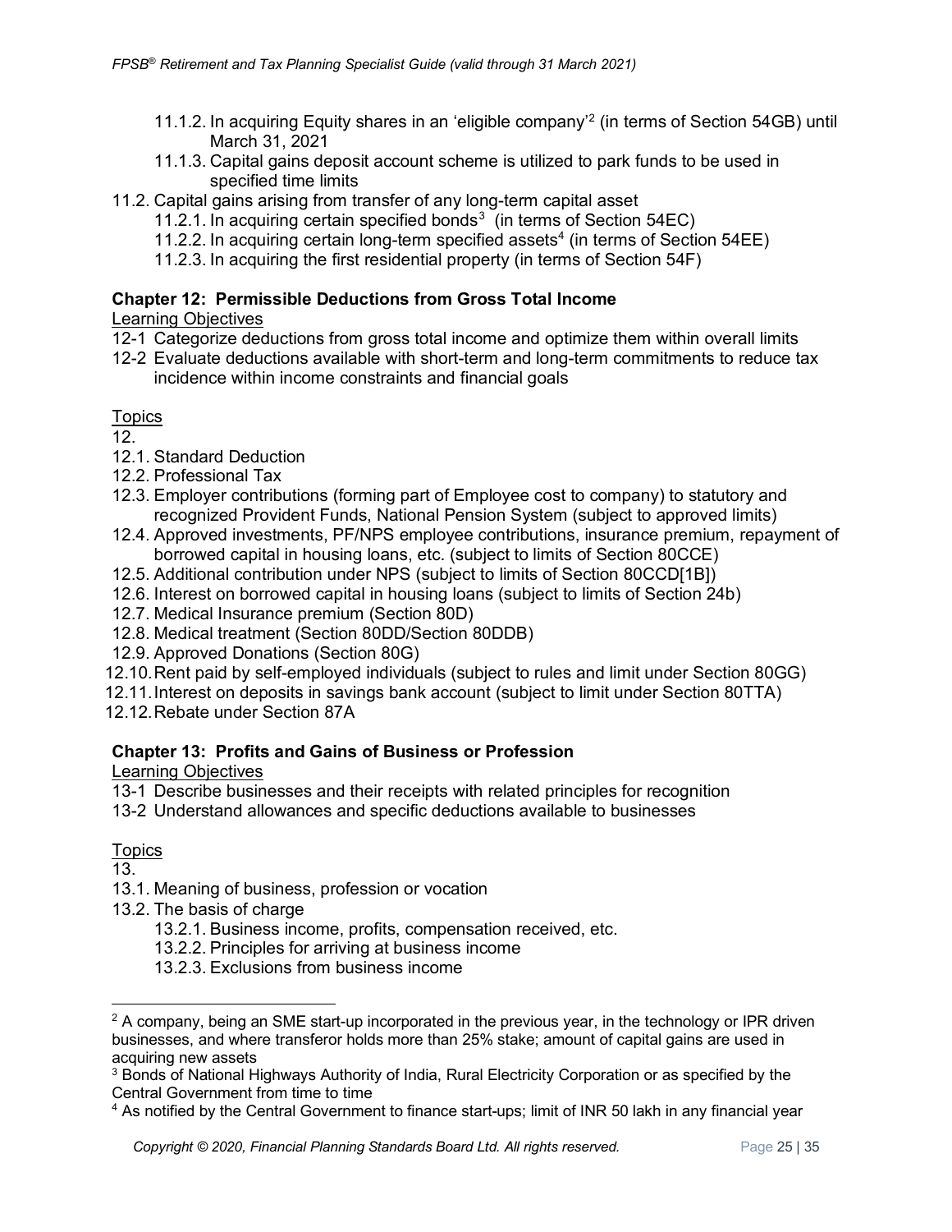- 11.1.2. In acquiring Equity shares in an 'eligible company'[2] (in terms of Section 54GB) until March 31, 2021
- 11.1.3. Capital gains deposit account scheme is utilized to park funds to be used in specified time limits

11.2. Capital gains arising from transfer of any long-term capital asset
- 11.2.1. In acquiring certain specified bonds[3] (in terms of Section 54EC)
- 11.2.2. In acquiring certain long-term specified assets[4] (in terms of Section 54EE)
- 11.2.3. In acquiring the first residential property (in terms of Section 54F)

### Chapter 12: Permissible Deductions from Gross Total Income

Learning Objectives

12-1 Categorize deductions from gross total income and optimize them within overall limits

12-2 Evaluate deductions available with short-term and long-term commitments to reduce tax incidence within income constraints and financial goals

Topics

12.

12.1. Standard Deduction

12.2. Professional Tax

12.3. Employer contributions (forming part of Employee cost to company) to statutory and recognized Provident Funds, National Pension System (subject to approved limits)

12.4. Approved investments, PF/NPS employee contributions, insurance premium, repayment of borrowed capital in housing loans, etc. (subject to limits of Section 80CCE)

12.5. Additional contribution under NPS (subject to limits of Section 80CCD[1B])

12.6. Interest on borrowed capital in housing loans (subject to limits of Section 24b)

12.7. Medical Insurance premium (Section 80D)

12.8. Medical treatment (Section 80DD/Section 80DDB)

12.9. Approved Donations (Section 80G)

12.10. Rent paid by self-employed individuals (subject to rules and limit under Section 80GG)

12.11. Interest on deposits in savings bank account (subject to limit under Section 80TTA)

12.12. Rebate under Section 87A

### Chapter 13: Profits and Gains of Business or Profession

Learning Objectives

13-1 Describe businesses and their receipts with related principles for recognition

13-2 Understand allowances and specific deductions available to businesses

Topics

13.

13.1. Meaning of business, profession or vocation

13.2. The basis of charge
- 13.2.1. Business income, profits, compensation received, etc.
- 13.2.2. Principles for arriving at business income
- 13.2.3. Exclusions from business income

---

[2] A company, being an SME start-up incorporated in the previous year, in the technology or IPR driven businesses, and where transferor holds more than 25% stake; amount of capital gains are used in acquiring new assets

[3] Bonds of National Highways Authority of India, Rural Electricity Corporation or as specified by the Central Government from time to time

[4] As notified by the Central Government to finance start-ups; limit of INR 50 lakh in any financial year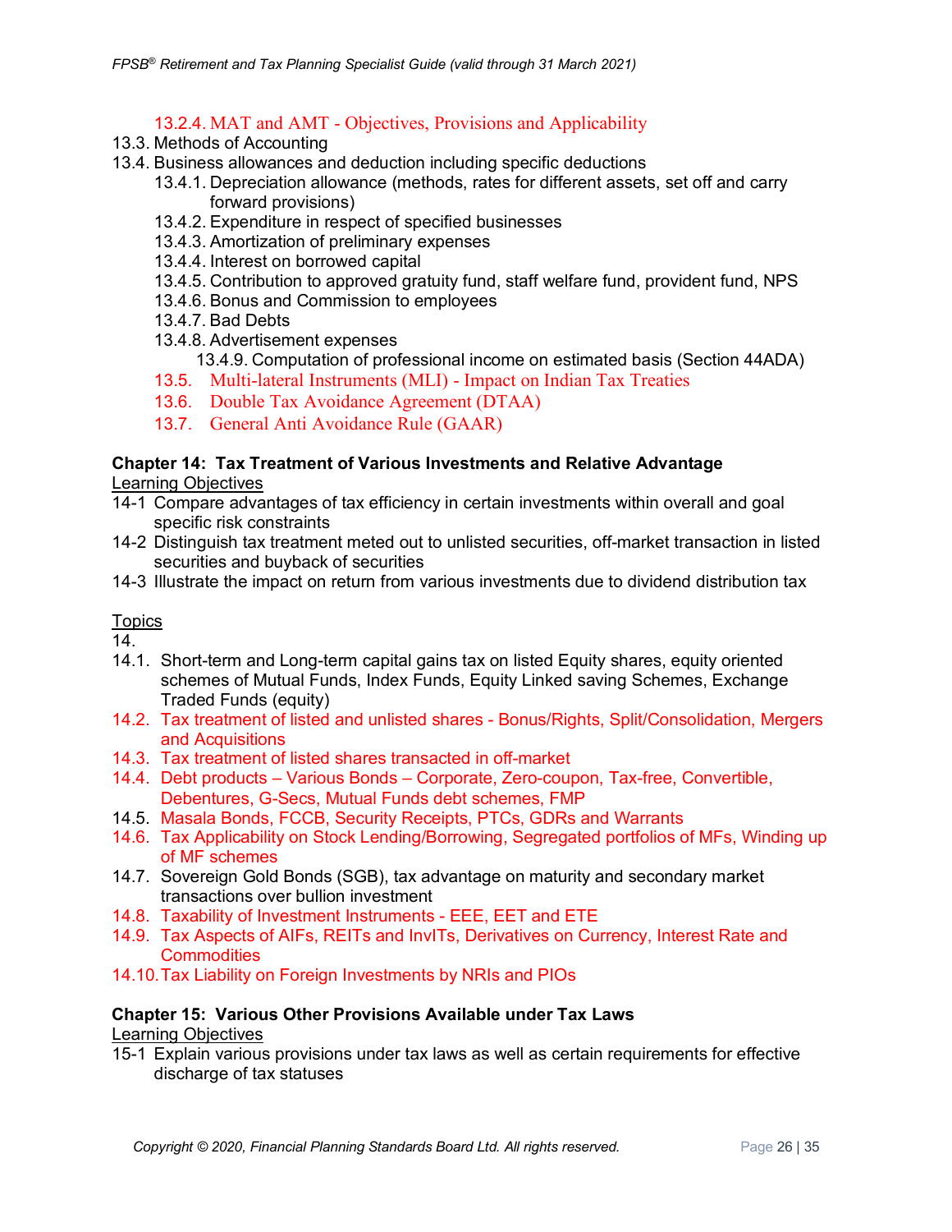13.2.4. MAT and AMT - Objectives, Provisions and Applicability

13.3. Methods of Accounting

13.4. Business allowances and deduction including specific deductions

- 13.4.1. Depreciation allowance (methods, rates for different assets, set off and carry forward provisions)
- 13.4.2. Expenditure in respect of specified businesses
- 13.4.3. Amortization of preliminary expenses
- 13.4.4. Interest on borrowed capital
- 13.4.5. Contribution to approved gratuity fund, staff welfare fund, provident fund, NPS
- 13.4.6. Bonus and Commission to employees
- 13.4.7. Bad Debts
- 13.4.8. Advertisement expenses
- 13.4.9. Computation of professional income on estimated basis (Section 44ADA)

13.5. Multi-lateral Instruments (MLI) - Impact on Indian Tax Treaties

13.6. Double Tax Avoidance Agreement (DTAA)

13.7. General Anti Avoidance Rule (GAAR)

**Chapter 14: Tax Treatment of Various Investments and Relative Advantage**

Learning Objectives

14-1 Compare advantages of tax efficiency in certain investments within overall and goal specific risk constraints

14-2 Distinguish tax treatment meted out to unlisted securities, off-market transaction in listed securities and buyback of securities

14-3 Illustrate the impact on return from various investments due to dividend distribution tax

Topics

14.

14.1. Short-term and Long-term capital gains tax on listed Equity shares, equity oriented schemes of Mutual Funds, Index Funds, Equity Linked saving Schemes, Exchange Traded Funds (equity)

14.2. Tax treatment of listed and unlisted shares - Bonus/Rights, Split/Consolidation, Mergers and Acquisitions

14.3. Tax treatment of listed shares transacted in off-market

14.4. Debt products – Various Bonds – Corporate, Zero-coupon, Tax-free, Convertible, Debentures, G-Secs, Mutual Funds debt schemes, FMP

14.5. Masala Bonds, FCCB, Security Receipts, PTCs, GDRs and Warrants

14.6. Tax Applicability on Stock Lending/Borrowing, Segregated portfolios of MFs, Winding up of MF schemes

14.7. Sovereign Gold Bonds (SGB), tax advantage on maturity and secondary market transactions over bullion investment

14.8. Taxability of Investment Instruments - EEE, EET and ETE

14.9. Tax Aspects of AIFs, REITs and InvITs, Derivatives on Currency, Interest Rate and Commodities

14.10. Tax Liability on Foreign Investments by NRIs and PIOs

**Chapter 15: Various Other Provisions Available under Tax Laws**

Learning Objectives

15-1 Explain various provisions under tax laws as well as certain requirements for effective discharge of tax statuses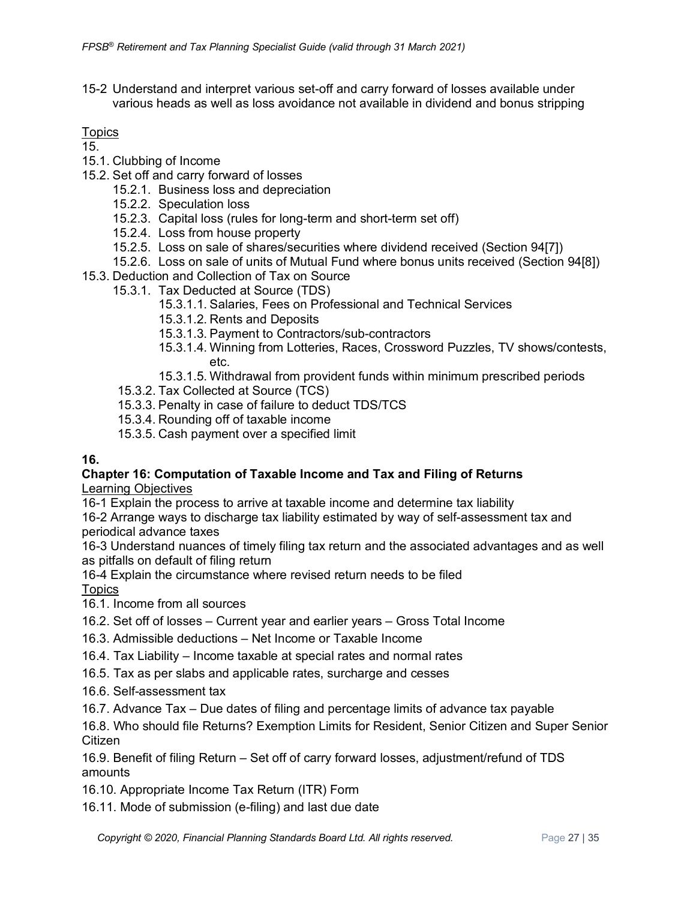15-2 Understand and interpret various set-off and carry forward of losses available under various heads as well as loss avoidance not available in dividend and bonus stripping

Topics

15.

- 15.1. Clubbing of Income
- 15.2. Set off and carry forward of losses
  - 15.2.1. Business loss and depreciation
  - 15.2.2. Speculation loss
  - 15.2.3. Capital loss (rules for long-term and short-term set off)
  - 15.2.4. Loss from house property
  - 15.2.5. Loss on sale of shares/securities where dividend received (Section 94[7])
  - 15.2.6. Loss on sale of units of Mutual Fund where bonus units received (Section 94[8])
- 15.3. Deduction and Collection of Tax on Source
  - 15.3.1. Tax Deducted at Source (TDS)
    - 15.3.1.1. Salaries, Fees on Professional and Technical Services
    - 15.3.1.2. Rents and Deposits
    - 15.3.1.3. Payment to Contractors/sub-contractors
    - 15.3.1.4. Winning from Lotteries, Races, Crossword Puzzles, TV shows/contests, etc.
    - 15.3.1.5. Withdrawal from provident funds within minimum prescribed periods
  - 15.3.2. Tax Collected at Source (TCS)
  - 15.3.3. Penalty in case of failure to deduct TDS/TCS
  - 15.3.4. Rounding off of taxable income
  - 15.3.5. Cash payment over a specified limit

**16.**

## Chapter 16: Computation of Taxable Income and Tax and Filing of Returns

Learning Objectives

16-1 Explain the process to arrive at taxable income and determine tax liability

16-2 Arrange ways to discharge tax liability estimated by way of self-assessment tax and periodical advance taxes

16-3 Understand nuances of timely filing tax return and the associated advantages and as well as pitfalls on default of filing return

16-4 Explain the circumstance where revised return needs to be filed

Topics

16.1. Income from all sources

16.2. Set off of losses – Current year and earlier years – Gross Total Income

16.3. Admissible deductions – Net Income or Taxable Income

16.4. Tax Liability – Income taxable at special rates and normal rates

16.5. Tax as per slabs and applicable rates, surcharge and cesses

16.6. Self-assessment tax

16.7. Advance Tax – Due dates of filing and percentage limits of advance tax payable

16.8. Who should file Returns? Exemption Limits for Resident, Senior Citizen and Super Senior Citizen

16.9. Benefit of filing Return – Set off of carry forward losses, adjustment/refund of TDS amounts

16.10. Appropriate Income Tax Return (ITR) Form

16.11. Mode of submission (e-filing) and last due date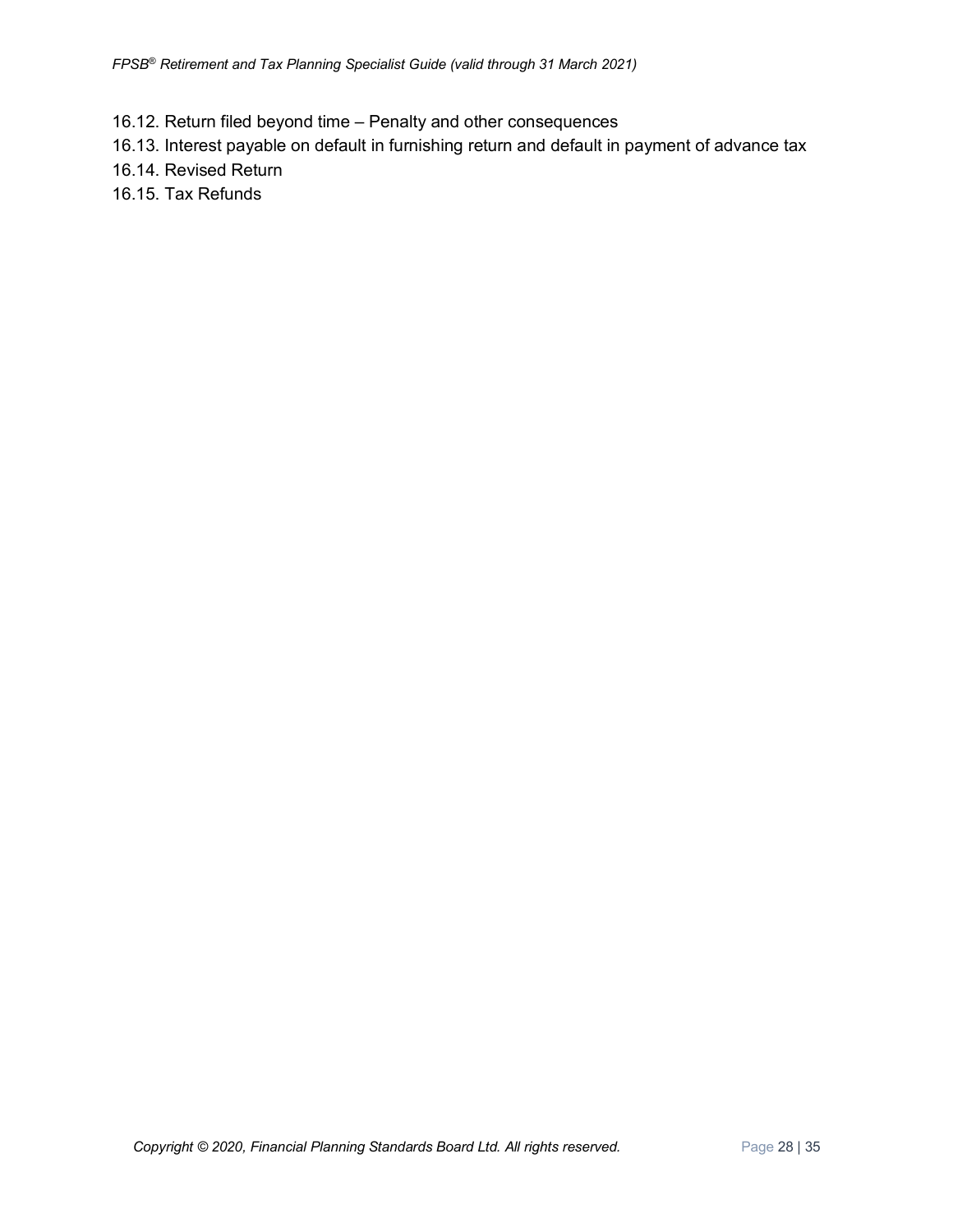16.12. Return filed beyond time – Penalty and other consequences

16.13. Interest payable on default in furnishing return and default in payment of advance tax

16.14. Revised Return

16.15. Tax Refunds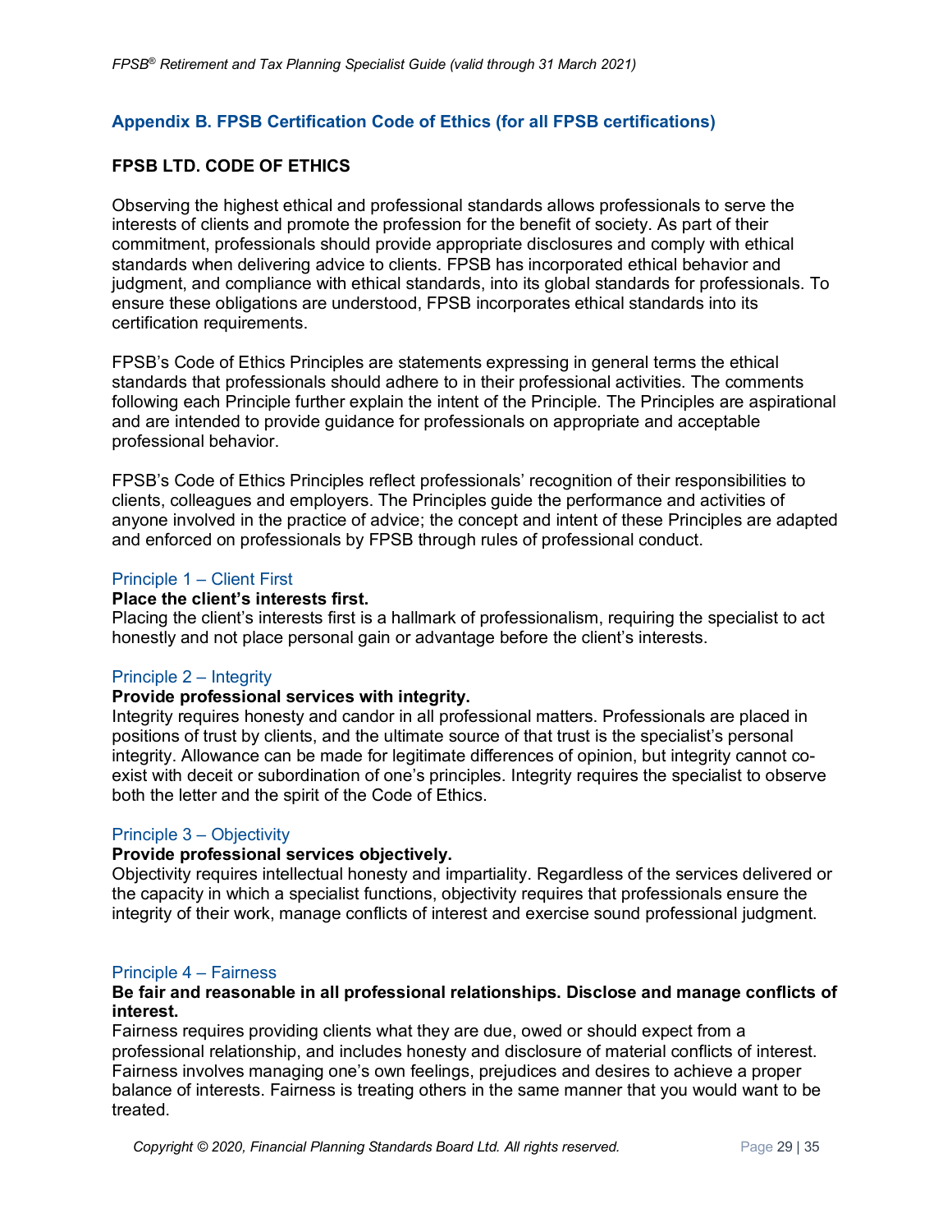## Appendix B. FPSB Certification Code of Ethics (for all FPSB certifications)

### FPSB LTD. CODE OF ETHICS

Observing the highest ethical and professional standards allows professionals to serve the interests of clients and promote the profession for the benefit of society. As part of their commitment, professionals should provide appropriate disclosures and comply with ethical standards when delivering advice to clients. FPSB has incorporated ethical behavior and judgment, and compliance with ethical standards, into its global standards for professionals. To ensure these obligations are understood, FPSB incorporates ethical standards into its certification requirements.

FPSB's Code of Ethics Principles are statements expressing in general terms the ethical standards that professionals should adhere to in their professional activities. The comments following each Principle further explain the intent of the Principle. The Principles are aspirational and are intended to provide guidance for professionals on appropriate and acceptable professional behavior.

FPSB's Code of Ethics Principles reflect professionals' recognition of their responsibilities to clients, colleagues and employers. The Principles guide the performance and activities of anyone involved in the practice of advice; the concept and intent of these Principles are adapted and enforced on professionals by FPSB through rules of professional conduct.

#### Principle 1 – Client First

**Place the client's interests first.**
Placing the client's interests first is a hallmark of professionalism, requiring the specialist to act honestly and not place personal gain or advantage before the client's interests.

#### Principle 2 – Integrity

**Provide professional services with integrity.**
Integrity requires honesty and candor in all professional matters. Professionals are placed in positions of trust by clients, and the ultimate source of that trust is the specialist's personal integrity. Allowance can be made for legitimate differences of opinion, but integrity cannot co-exist with deceit or subordination of one's principles. Integrity requires the specialist to observe both the letter and the spirit of the Code of Ethics.

#### Principle 3 – Objectivity

**Provide professional services objectively.**
Objectivity requires intellectual honesty and impartiality. Regardless of the services delivered or the capacity in which a specialist functions, objectivity requires that professionals ensure the integrity of their work, manage conflicts of interest and exercise sound professional judgment.

#### Principle 4 – Fairness

**Be fair and reasonable in all professional relationships. Disclose and manage conflicts of interest.**
Fairness requires providing clients what they are due, owed or should expect from a professional relationship, and includes honesty and disclosure of material conflicts of interest. Fairness involves managing one's own feelings, prejudices and desires to achieve a proper balance of interests. Fairness is treating others in the same manner that you would want to be treated.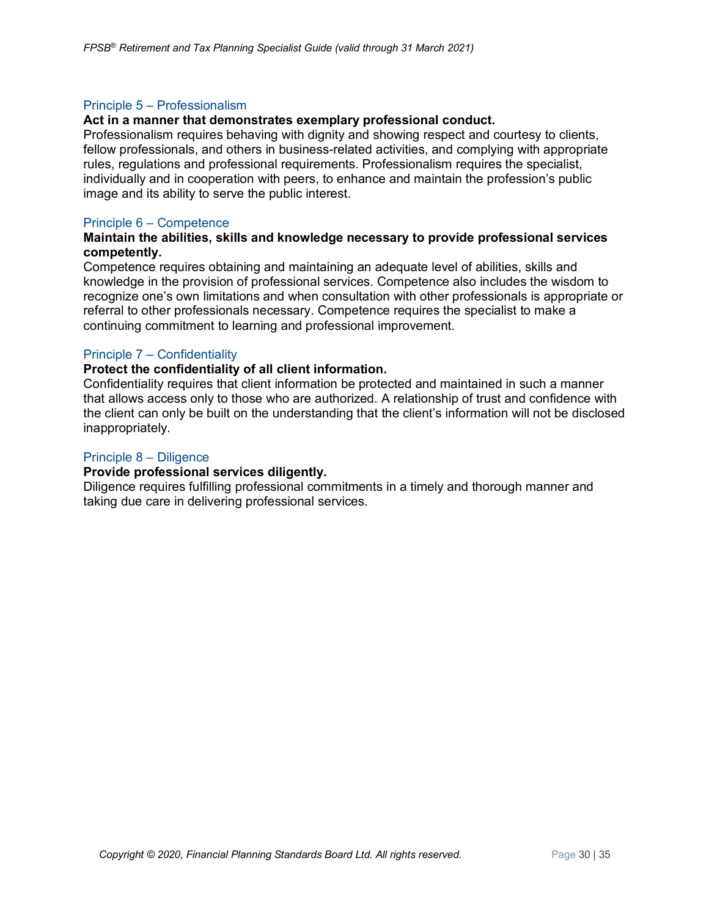### Principle 5 – Professionalism

**Act in a manner that demonstrates exemplary professional conduct.**

Professionalism requires behaving with dignity and showing respect and courtesy to clients, fellow professionals, and others in business-related activities, and complying with appropriate rules, regulations and professional requirements. Professionalism requires the specialist, individually and in cooperation with peers, to enhance and maintain the profession's public image and its ability to serve the public interest.

### Principle 6 – Competence

**Maintain the abilities, skills and knowledge necessary to provide professional services competently.**

Competence requires obtaining and maintaining an adequate level of abilities, skills and knowledge in the provision of professional services. Competence also includes the wisdom to recognize one's own limitations and when consultation with other professionals is appropriate or referral to other professionals necessary. Competence requires the specialist to make a continuing commitment to learning and professional improvement.

### Principle 7 – Confidentiality

**Protect the confidentiality of all client information.**

Confidentiality requires that client information be protected and maintained in such a manner that allows access only to those who are authorized. A relationship of trust and confidence with the client can only be built on the understanding that the client's information will not be disclosed inappropriately.

### Principle 8 – Diligence

**Provide professional services diligently.**

Diligence requires fulfilling professional commitments in a timely and thorough manner and taking due care in delivering professional services.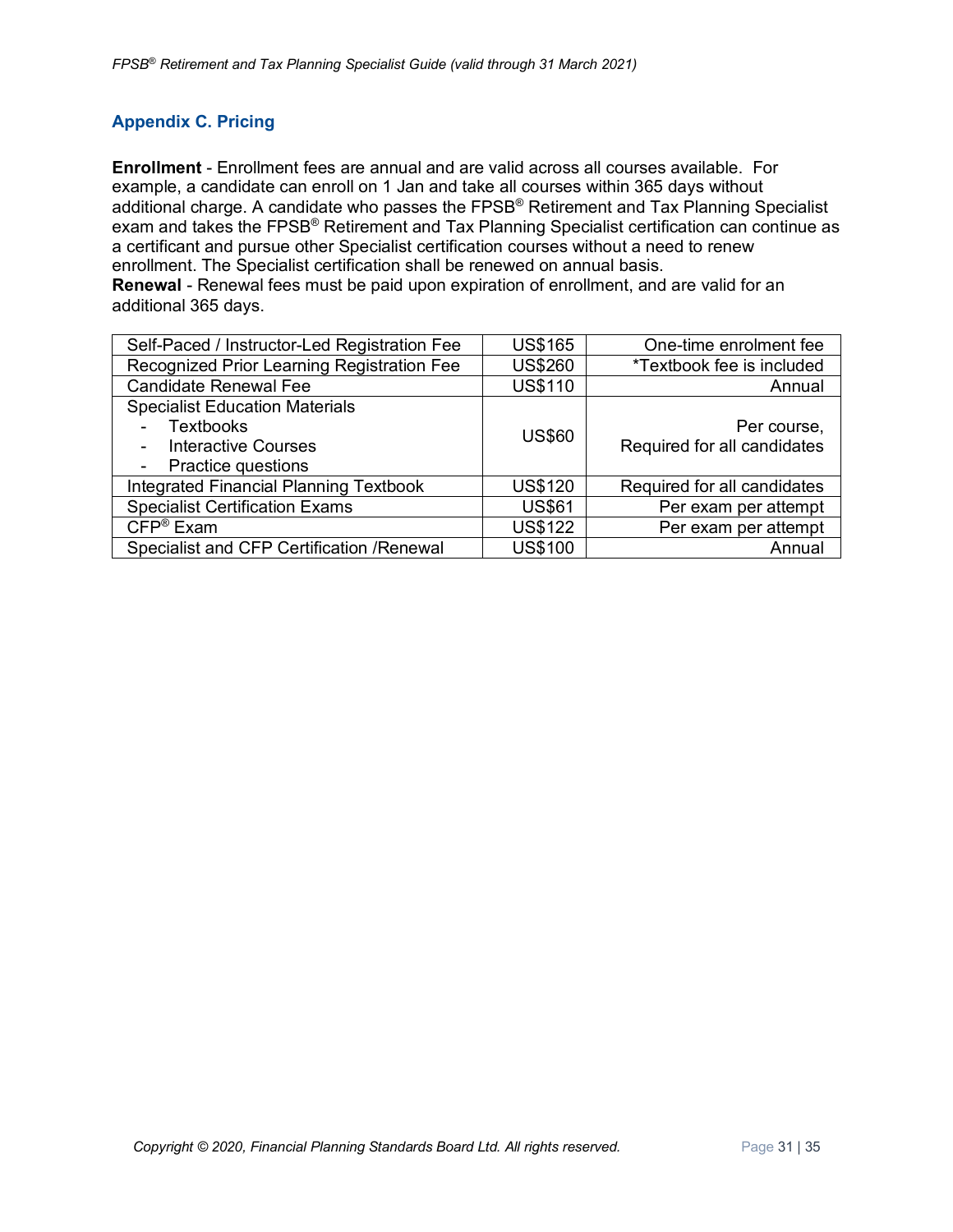## Appendix C. Pricing

**Enrollment** - Enrollment fees are annual and are valid across all courses available. For example, a candidate can enroll on 1 Jan and take all courses within 365 days without additional charge. A candidate who passes the FPSB® Retirement and Tax Planning Specialist exam and takes the FPSB® Retirement and Tax Planning Specialist certification can continue as a certificant and pursue other Specialist certification courses without a need to renew enrollment. The Specialist certification shall be renewed on annual basis.

**Renewal** - Renewal fees must be paid upon expiration of enrollment, and are valid for an additional 365 days.

| Item | Price | Notes |
|---|---|---|
| Self-Paced / Instructor-Led Registration Fee | US$165 | One-time enrolment fee |
| Recognized Prior Learning Registration Fee | US$260 | *Textbook fee is included |
| Candidate Renewal Fee | US$110 | Annual |
| Specialist Education Materials<br>- Textbooks<br>- Interactive Courses<br>- Practice questions | US$60 | Per course,<br>Required for all candidates |
| Integrated Financial Planning Textbook | US$120 | Required for all candidates |
| Specialist Certification Exams | US$61 | Per exam per attempt |
| CFP® Exam | US$122 | Per exam per attempt |
| Specialist and CFP Certification /Renewal | US$100 | Annual |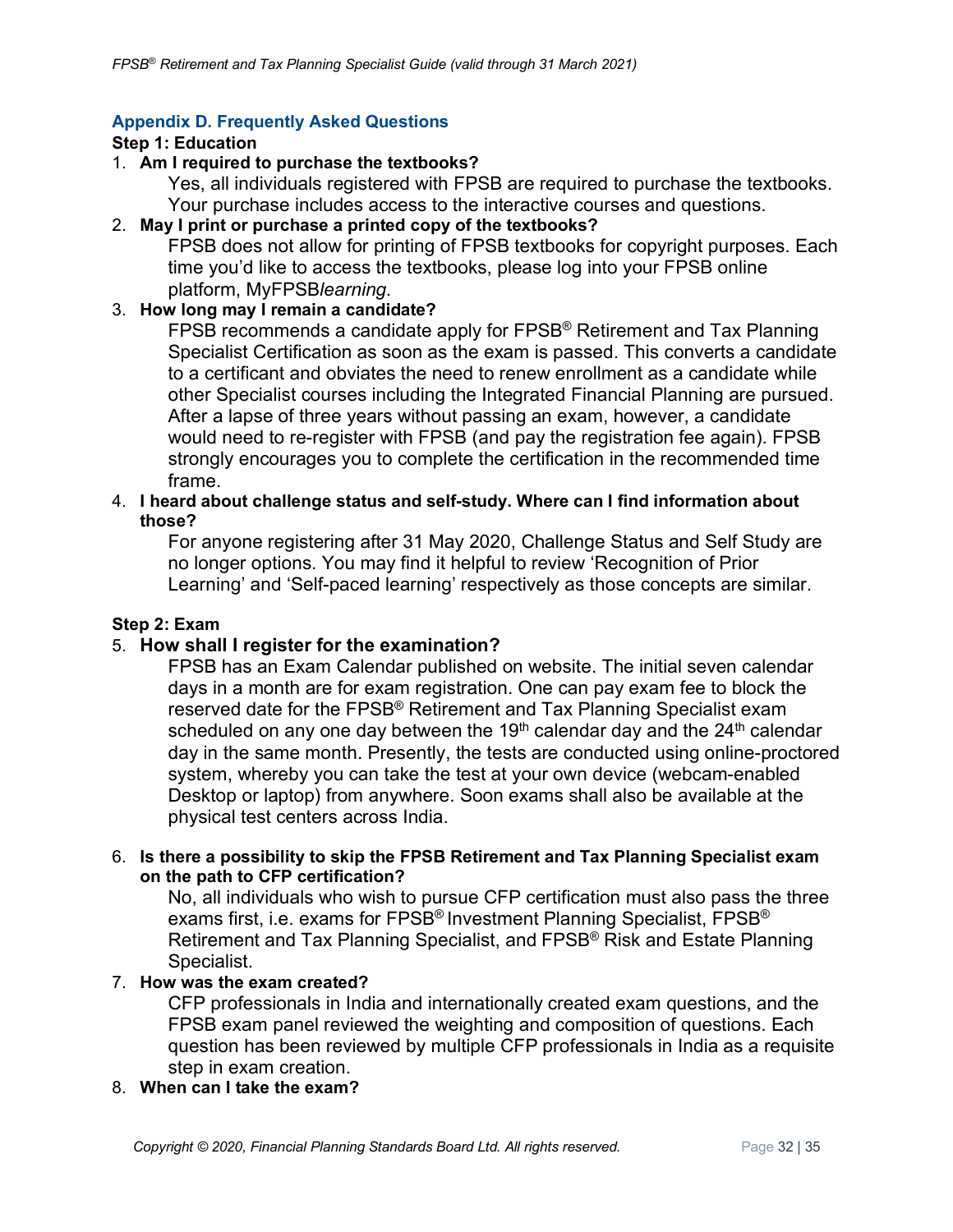## Appendix D. Frequently Asked Questions

### Step 1: Education

1. **Am I required to purchase the textbooks?**

   Yes, all individuals registered with FPSB are required to purchase the textbooks. Your purchase includes access to the interactive courses and questions.

2. **May I print or purchase a printed copy of the textbooks?**

   FPSB does not allow for printing of FPSB textbooks for copyright purposes. Each time you'd like to access the textbooks, please log into your FPSB online platform, MyFPSB*learning*.

3. **How long may I remain a candidate?**

   FPSB recommends a candidate apply for FPSB® Retirement and Tax Planning Specialist Certification as soon as the exam is passed. This converts a candidate to a certificant and obviates the need to renew enrollment as a candidate while other Specialist courses including the Integrated Financial Planning are pursued. After a lapse of three years without passing an exam, however, a candidate would need to re-register with FPSB (and pay the registration fee again). FPSB strongly encourages you to complete the certification in the recommended time frame.

4. **I heard about challenge status and self-study. Where can I find information about those?**

   For anyone registering after 31 May 2020, Challenge Status and Self Study are no longer options. You may find it helpful to review 'Recognition of Prior Learning' and 'Self-paced learning' respectively as those concepts are similar.

### Step 2: Exam

5. **How shall I register for the examination?**

   FPSB has an Exam Calendar published on website. The initial seven calendar days in a month are for exam registration. One can pay exam fee to block the reserved date for the FPSB® Retirement and Tax Planning Specialist exam scheduled on any one day between the 19th calendar day and the 24th calendar day in the same month. Presently, the tests are conducted using online-proctored system, whereby you can take the test at your own device (webcam-enabled Desktop or laptop) from anywhere. Soon exams shall also be available at the physical test centers across India.

6. **Is there a possibility to skip the FPSB Retirement and Tax Planning Specialist exam on the path to CFP certification?**

   No, all individuals who wish to pursue CFP certification must also pass the three exams first, i.e. exams for FPSB® Investment Planning Specialist, FPSB® Retirement and Tax Planning Specialist, and FPSB® Risk and Estate Planning Specialist.

7. **How was the exam created?**

   CFP professionals in India and internationally created exam questions, and the FPSB exam panel reviewed the weighting and composition of questions. Each question has been reviewed by multiple CFP professionals in India as a requisite step in exam creation.

8. **When can I take the exam?**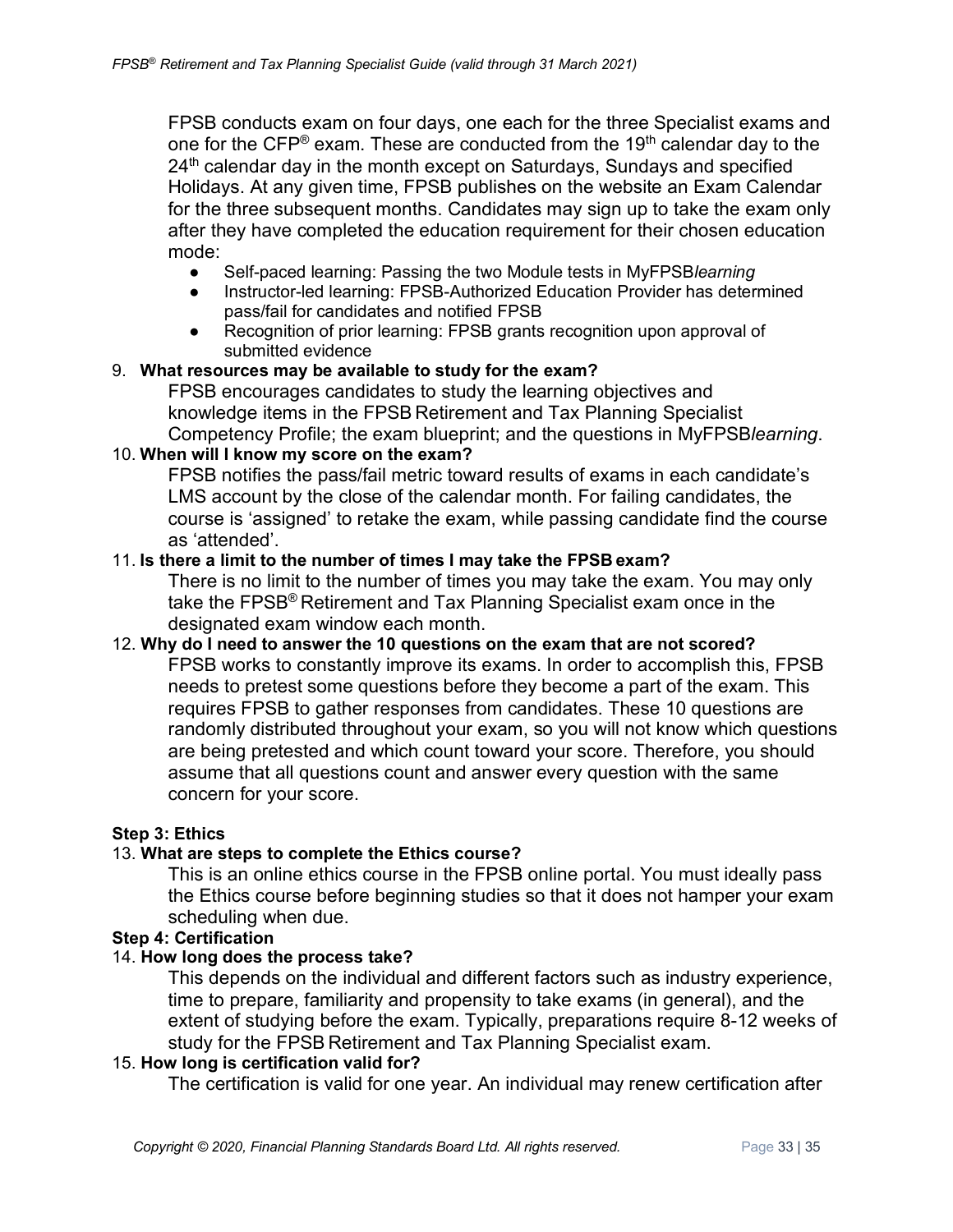FPSB conducts exam on four days, one each for the three Specialist exams and one for the CFP® exam. These are conducted from the 19th calendar day to the 24th calendar day in the month except on Saturdays, Sundays and specified Holidays. At any given time, FPSB publishes on the website an Exam Calendar for the three subsequent months. Candidates may sign up to take the exam only after they have completed the education requirement for their chosen education mode:

- Self-paced learning: Passing the two Module tests in MyFPSB*learning*
- Instructor-led learning: FPSB-Authorized Education Provider has determined pass/fail for candidates and notified FPSB
- Recognition of prior learning: FPSB grants recognition upon approval of submitted evidence

9. **What resources may be available to study for the exam?**

   FPSB encourages candidates to study the learning objectives and knowledge items in the FPSB Retirement and Tax Planning Specialist Competency Profile; the exam blueprint; and the questions in MyFPSB*learning*.

10. **When will I know my score on the exam?**

    FPSB notifies the pass/fail metric toward results of exams in each candidate's LMS account by the close of the calendar month. For failing candidates, the course is 'assigned' to retake the exam, while passing candidate find the course as 'attended'.

11. **Is there a limit to the number of times I may take the FPSB exam?**

    There is no limit to the number of times you may take the exam. You may only take the FPSB® Retirement and Tax Planning Specialist exam once in the designated exam window each month.

12. **Why do I need to answer the 10 questions on the exam that are not scored?**

    FPSB works to constantly improve its exams. In order to accomplish this, FPSB needs to pretest some questions before they become a part of the exam. This requires FPSB to gather responses from candidates. These 10 questions are randomly distributed throughout your exam, so you will not know which questions are being pretested and which count toward your score. Therefore, you should assume that all questions count and answer every question with the same concern for your score.

**Step 3: Ethics**

13. **What are steps to complete the Ethics course?**

    This is an online ethics course in the FPSB online portal. You must ideally pass the Ethics course before beginning studies so that it does not hamper your exam scheduling when due.

**Step 4: Certification**

14. **How long does the process take?**

    This depends on the individual and different factors such as industry experience, time to prepare, familiarity and propensity to take exams (in general), and the extent of studying before the exam. Typically, preparations require 8-12 weeks of study for the FPSB Retirement and Tax Planning Specialist exam.

15. **How long is certification valid for?**

    The certification is valid for one year. An individual may renew certification after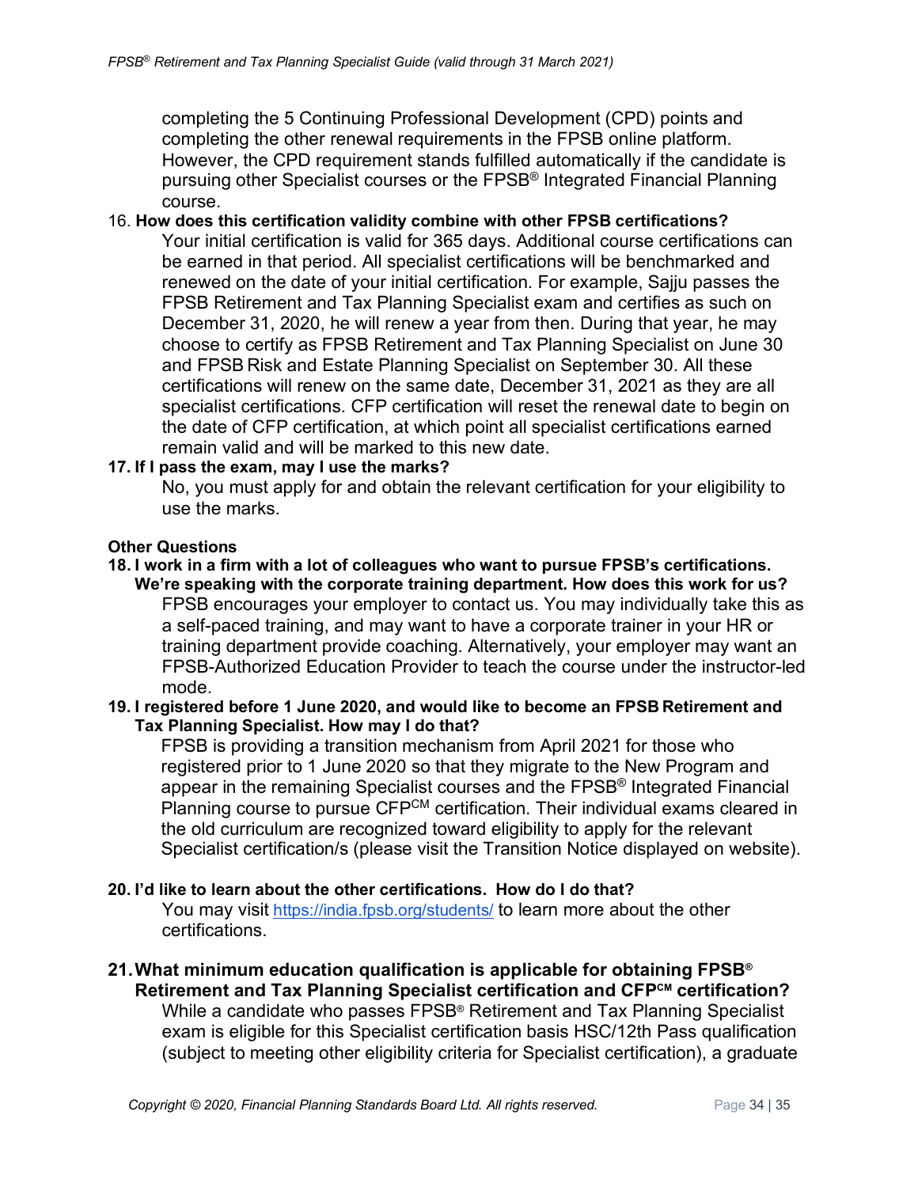completing the 5 Continuing Professional Development (CPD) points and completing the other renewal requirements in the FPSB online platform. However, the CPD requirement stands fulfilled automatically if the candidate is pursuing other Specialist courses or the FPSB® Integrated Financial Planning course.

16. **How does this certification validity combine with other FPSB certifications?**
    Your initial certification is valid for 365 days. Additional course certifications can be earned in that period. All specialist certifications will be benchmarked and renewed on the date of your initial certification. For example, Sajju passes the FPSB Retirement and Tax Planning Specialist exam and certifies as such on December 31, 2020, he will renew a year from then. During that year, he may choose to certify as FPSB Retirement and Tax Planning Specialist on June 30 and FPSB Risk and Estate Planning Specialist on September 30. All these certifications will renew on the same date, December 31, 2021 as they are all specialist certifications. CFP certification will reset the renewal date to begin on the date of CFP certification, at which point all specialist certifications earned remain valid and will be marked to this new date.

17. **If I pass the exam, may I use the marks?**
    No, you must apply for and obtain the relevant certification for your eligibility to use the marks.

**Other Questions**

18. **I work in a firm with a lot of colleagues who want to pursue FPSB's certifications. We're speaking with the corporate training department. How does this work for us?**
    FPSB encourages your employer to contact us. You may individually take this as a self-paced training, and may want to have a corporate trainer in your HR or training department provide coaching. Alternatively, your employer may want an FPSB-Authorized Education Provider to teach the course under the instructor-led mode.

19. **I registered before 1 June 2020, and would like to become an FPSB Retirement and Tax Planning Specialist. How may I do that?**
    FPSB is providing a transition mechanism from April 2021 for those who registered prior to 1 June 2020 so that they migrate to the New Program and appear in the remaining Specialist courses and the FPSB® Integrated Financial Planning course to pursue CFP℠ certification. Their individual exams cleared in the old curriculum are recognized toward eligibility to apply for the relevant Specialist certification/s (please visit the Transition Notice displayed on website).

20. **I'd like to learn about the other certifications. How do I do that?**
    You may visit https://india.fpsb.org/students/ to learn more about the other certifications.

21. **What minimum education qualification is applicable for obtaining FPSB® Retirement and Tax Planning Specialist certification and CFP℠ certification?**
    While a candidate who passes FPSB® Retirement and Tax Planning Specialist exam is eligible for this Specialist certification basis HSC/12th Pass qualification (subject to meeting other eligibility criteria for Specialist certification), a graduate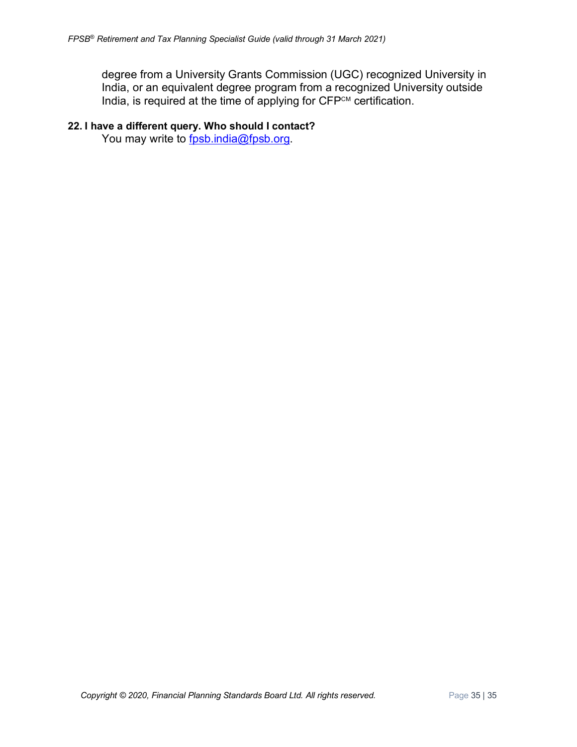degree from a University Grants Commission (UGC) recognized University in India, or an equivalent degree program from a recognized University outside India, is required at the time of applying for CFP[CM] certification.

**22. I have a different query. Who should I contact?**

You may write to fpsb.india@fpsb.org.